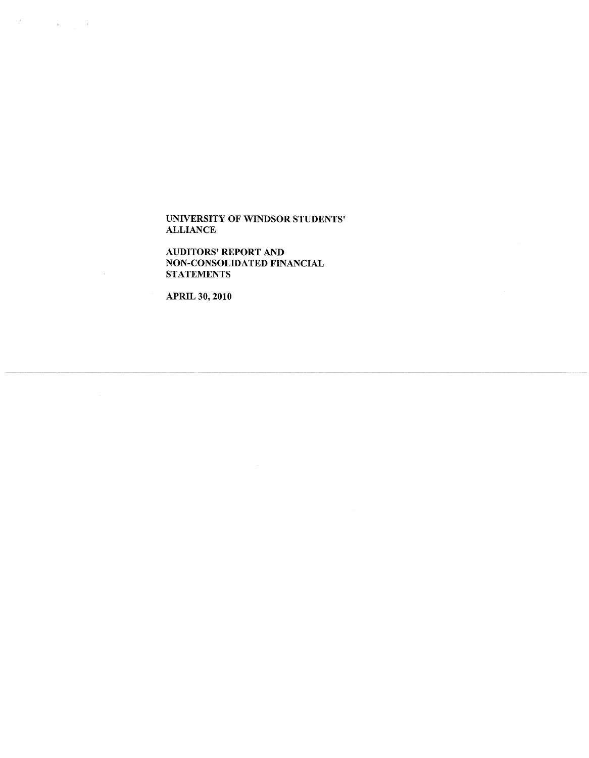# UNIVERSITY OF WINDSOR STUDENTS' ALLIANCE

## AUDITORS' REPORT AND NON-CONSOLIDATED FINANCIAL STATEMENTS

**APRIL 30, 2010**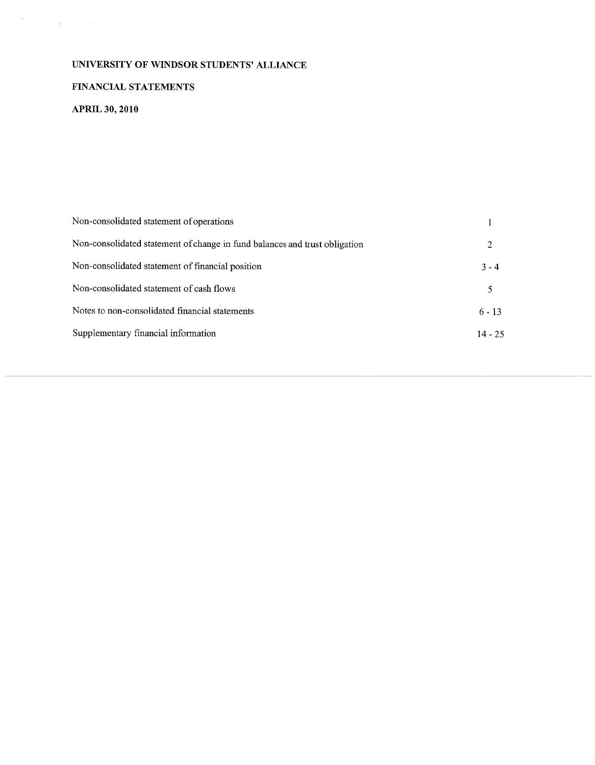# UNIVERSITY OF WINDSOR STUDENTS' ALLIANCE

## FINANCIAL STATEMENTS

## APRIL 30, 2010

| | |
|---|---|
| Non-consolidated statement of operations | 1 |
| Non-consolidated statement of change in fund balances and trust obligation | 2 |
| Non-consolidated statement of financial position | 3 - 4 |
| Non-consolidated statement of cash flows | 5 |
| Notes to non-consolidated financial statements | 6 - 13 |
| Supplementary financial information | 14 - 25 |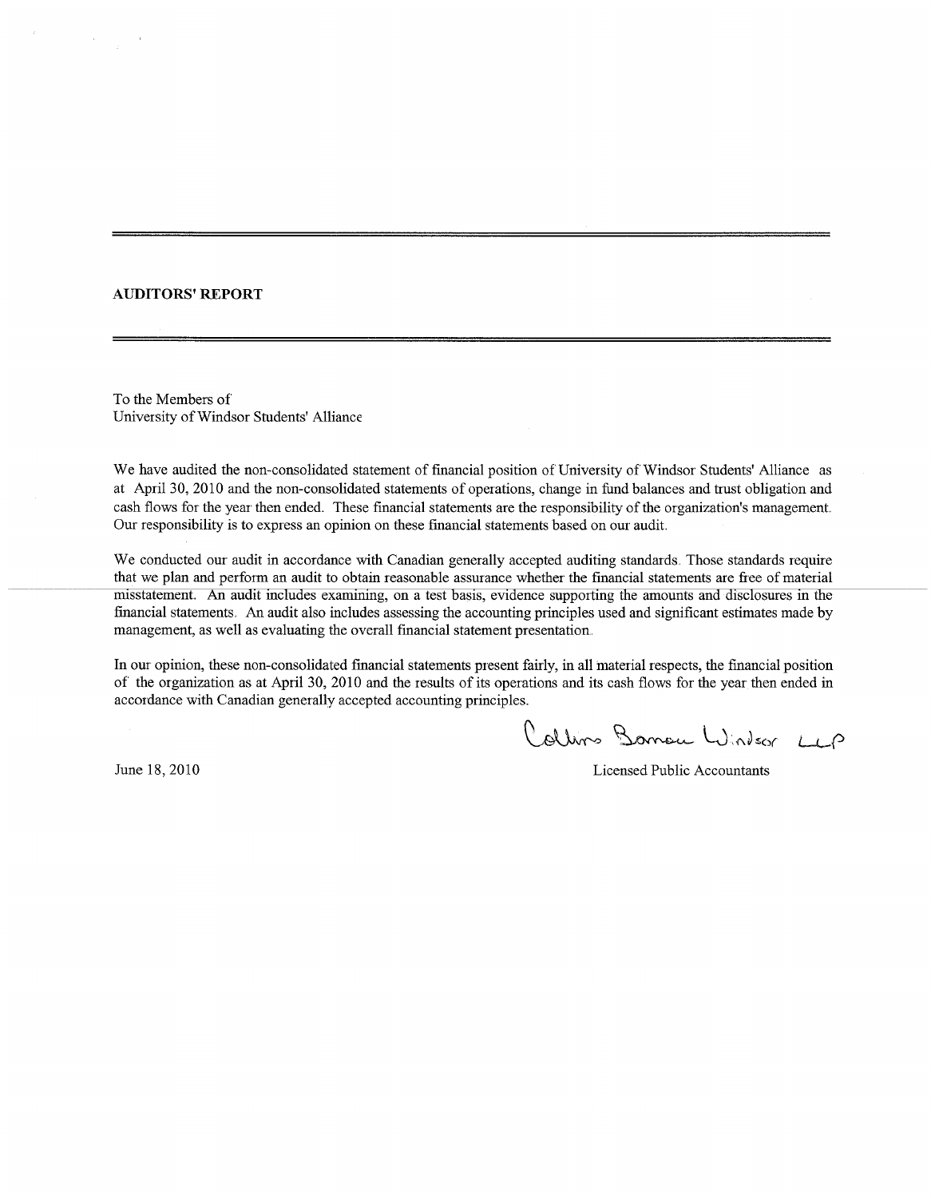## AUDITORS' REPORT

To the Members of
University of Windsor Students' Alliance

We have audited the non-consolidated statement of financial position of University of Windsor Students' Alliance as at April 30, 2010 and the non-consolidated statements of operations, change in fund balances and trust obligation and cash flows for the year then ended. These financial statements are the responsibility of the organization's management. Our responsibility is to express an opinion on these financial statements based on our audit.

We conducted our audit in accordance with Canadian generally accepted auditing standards. Those standards require that we plan and perform an audit to obtain reasonable assurance whether the financial statements are free of material misstatement. An audit includes examining, on a test basis, evidence supporting the amounts and disclosures in the financial statements. An audit also includes assessing the accounting principles used and significant estimates made by management, as well as evaluating the overall financial statement presentation.

In our opinion, these non-consolidated financial statements present fairly, in all material respects, the financial position of the organization as at April 30, 2010 and the results of its operations and its cash flows for the year then ended in accordance with Canadian generally accepted accounting principles.

Collins Barrow Windsor LLP

June 18, 2010

Licensed Public Accountants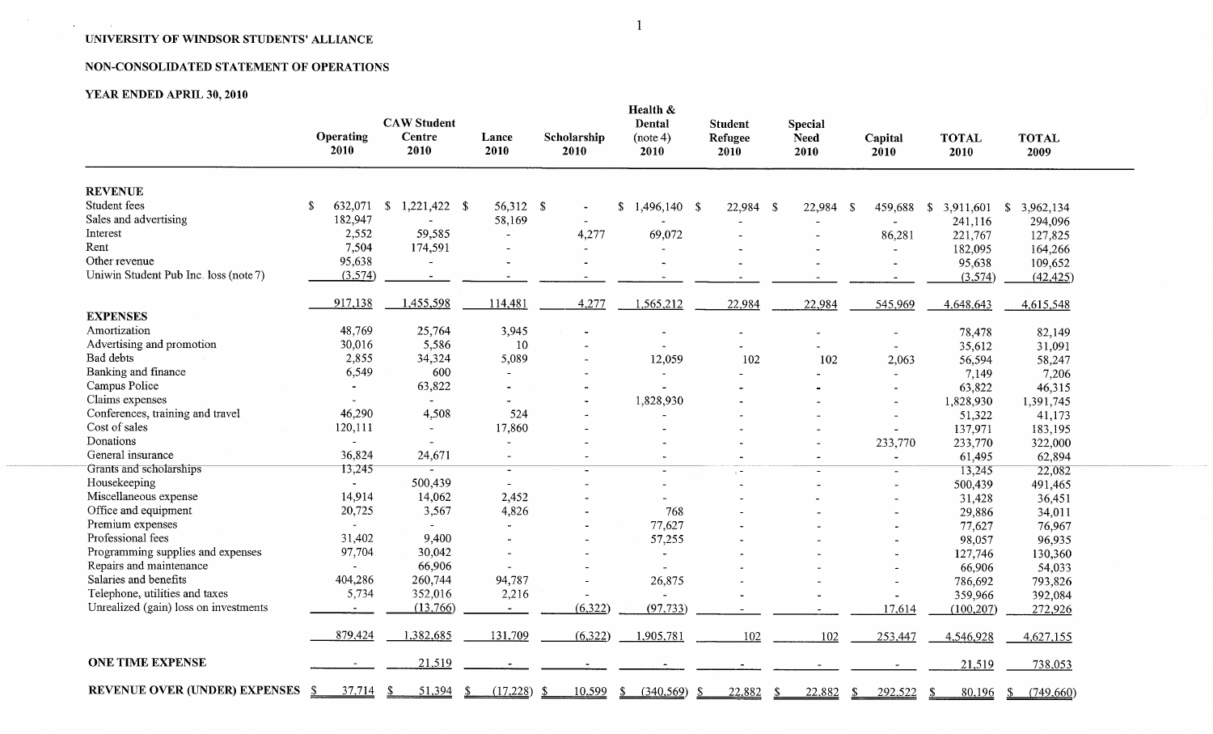UNIVERSITY OF WINDSOR STUDENTS' ALLIANCE

NON-CONSOLIDATED STATEMENT OF OPERATIONS

YEAR ENDED APRIL 30, 2010

| | Operating 2010 | CAW Student Centre 2010 | Lance 2010 | Scholarship 2010 | Health & Dental (note 4) 2010 | Student Refugee 2010 | Special Need 2010 | Capital 2010 | TOTAL 2010 | TOTAL 2009 |
|---|---|---|---|---|---|---|---|---|---|---|
| **REVENUE** | | | | | | | | | | |
| Student fees | $ 632,071 | $ 1,221,422 | $ 56,312 | $ - | $ 1,496,140 | $ 22,984 | $ 22,984 | $ 459,688 | $ 3,911,601 | $ 3,962,134 |
| Sales and advertising | 182,947 | - | 58,169 | - | - | - | - | - | 241,116 | 294,096 |
| Interest | 2,552 | 59,585 | - | 4,277 | 69,072 | - | - | 86,281 | 221,767 | 127,825 |
| Rent | 7,504 | 174,591 | - | - | - | - | - | - | 182,095 | 164,266 |
| Other revenue | 95,638 | - | - | - | - | - | - | - | 95,638 | 109,652 |
| Uniwin Student Pub Inc. loss (note 7) | (3,574) | - | - | - | - | - | - | - | (3,574) | (42,425) |
| | 917,138 | 1,455,598 | 114,481 | 4,277 | 1,565,212 | 22,984 | 22,984 | 545,969 | 4,648,643 | 4,615,548 |
| **EXPENSES** | | | | | | | | | | |
| Amortization | 48,769 | 25,764 | 3,945 | - | - | - | - | - | 78,478 | 82,149 |
| Advertising and promotion | 30,016 | 5,586 | 10 | - | - | - | - | - | 35,612 | 31,091 |
| Bad debts | 2,855 | 34,324 | 5,089 | - | 12,059 | 102 | 102 | 2,063 | 56,594 | 58,247 |
| Banking and finance | 6,549 | 600 | - | - | - | - | - | - | 7,149 | 7,206 |
| Campus Police | - | 63,822 | - | - | - | - | - | - | 63,822 | 46,315 |
| Claims expenses | - | - | - | - | 1,828,930 | - | - | - | 1,828,930 | 1,391,745 |
| Conferences, training and travel | 46,290 | 4,508 | 524 | - | - | - | - | - | 51,322 | 41,173 |
| Cost of sales | 120,111 | - | 17,860 | - | - | - | - | - | 137,971 | 183,195 |
| Donations | - | - | - | - | - | - | - | 233,770 | 233,770 | 322,000 |
| General insurance | 36,824 | 24,671 | - | - | - | - | - | - | 61,495 | 62,894 |
| Grants and scholarships | 13,245 | - | - | - | - | - | - | - | 13,245 | 22,082 |
| Housekeeping | - | 500,439 | - | - | - | - | - | - | 500,439 | 491,465 |
| Miscellaneous expense | 14,914 | 14,062 | 2,452 | - | - | - | - | - | 31,428 | 36,451 |
| Office and equipment | 20,725 | 3,567 | 4,826 | - | 768 | - | - | - | 29,886 | 34,011 |
| Premium expenses | - | - | - | - | 77,627 | - | - | - | 77,627 | 76,967 |
| Professional fees | 31,402 | 9,400 | - | - | 57,255 | - | - | - | 98,057 | 96,935 |
| Programming supplies and expenses | 97,704 | 30,042 | - | - | - | - | - | - | 127,746 | 130,360 |
| Repairs and maintenance | - | 66,906 | - | - | - | - | - | - | 66,906 | 54,033 |
| Salaries and benefits | 404,286 | 260,744 | 94,787 | - | 26,875 | - | - | - | 786,692 | 793,826 |
| Telephone, utilities and taxes | 5,734 | 352,016 | 2,216 | - | - | - | - | - | 359,966 | 392,084 |
| Unrealized (gain) loss on investments | - | (13,766) | - | (6,322) | (97,733) | - | - | 17,614 | (100,207) | 272,926 |
| | 879,424 | 1,382,685 | 131,709 | (6,322) | 1,905,781 | 102 | 102 | 253,447 | 4,546,928 | 4,627,155 |
| **ONE TIME EXPENSE** | - | 21,519 | - | - | - | - | - | - | 21,519 | 738,053 |
| **REVENUE OVER (UNDER) EXPENSES** | $ 37,714 | $ 51,394 | $ (17,228) | $ 10,599 | $ (340,569) | $ 22,882 | $ 22,882 | $ 292,522 | $ 80,196 | $ (749,660) |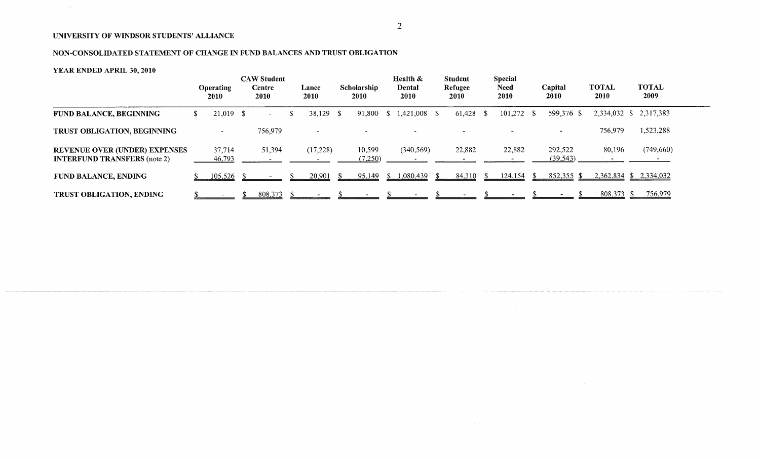UNIVERSITY OF WINDSOR STUDENTS' ALLIANCE

NON-CONSOLIDATED STATEMENT OF CHANGE IN FUND BALANCES AND TRUST OBLIGATION

YEAR ENDED APRIL 30, 2010

| | Operating 2010 | CAW Student Centre 2010 | Lance 2010 | Scholarship 2010 | Health & Dental 2010 | Student Refugee 2010 | Special Need 2010 | Capital 2010 | TOTAL 2010 | TOTAL 2009 |
|---|---|---|---|---|---|---|---|---|---|---|
| **FUND BALANCE, BEGINNING** | $ 21,019 | $ - | $ 38,129 | $ 91,800 | $ 1,421,008 | $ 61,428 | $ 101,272 | $ 599,376 | $ 2,334,032 | $ 2,317,383 |
| **TRUST OBLIGATION, BEGINNING** | - | 756,979 | - | - | - | - | - | - | 756,979 | 1,523,288 |
| **REVENUE OVER (UNDER) EXPENSES** | 37,714 | 51,394 | (17,228) | 10,599 | (340,569) | 22,882 | 22,882 | 292,522 | 80,196 | (749,660) |
| **INTERFUND TRANSFERS** (note 2) | 46,793 | - | - | (7,250) | - | - | - | (39,543) | - | - |
| **FUND BALANCE, ENDING** | $ 105,526 | $ - | $ 20,901 | $ 95,149 | $ 1,080,439 | $ 84,310 | $ 124,154 | $ 852,355 | $ 2,362,834 | $ 2,334,032 |
| **TRUST OBLIGATION, ENDING** | $ - | $ 808,373 | $ - | $ - | $ - | $ - | $ - | $ - | $ 808,373 | $ 756,979 |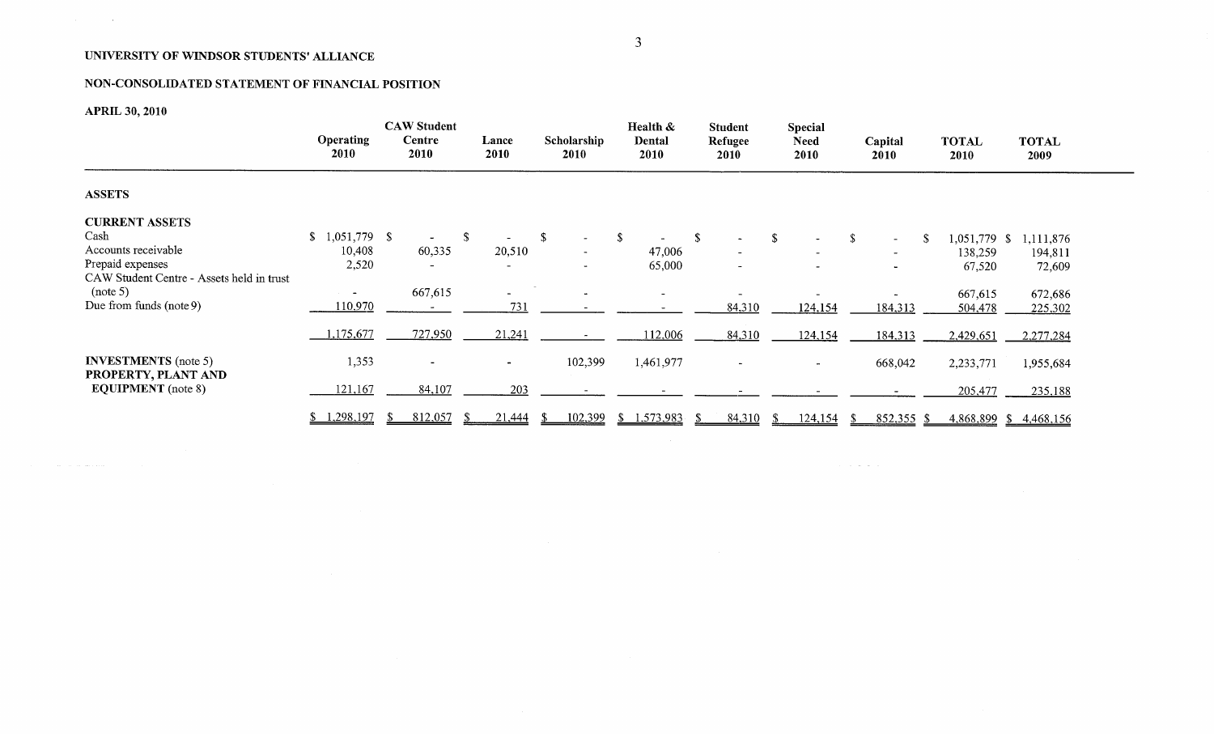# UNIVERSITY OF WINDSOR STUDENTS' ALLIANCE

## NON-CONSOLIDATED STATEMENT OF FINANCIAL POSITION

**APRIL 30, 2010**

| | Operating 2010 | CAW Student Centre 2010 | Lance 2010 | Scholarship 2010 | Health & Dental 2010 | Student Refugee 2010 | Special Need 2010 | Capital 2010 | TOTAL 2010 | TOTAL 2009 |
|---|---|---|---|---|---|---|---|---|---|---|
| **ASSETS** | | | | | | | | | | |
| **CURRENT ASSETS** | | | | | | | | | | |
| Cash | $ 1,051,779 | $ - | $ - | $ - | $ - | $ - | $ - | $ - | $ 1,051,779 | $ 1,111,876 |
| Accounts receivable | 10,408 | 60,335 | 20,510 | - | 47,006 | - | - | - | 138,259 | 194,811 |
| Prepaid expenses | 2,520 | - | - | - | 65,000 | - | - | - | 67,520 | 72,609 |
| CAW Student Centre - Assets held in trust (note 5) | - | 667,615 | - | - | - | - | - | - | 667,615 | 672,686 |
| Due from funds (note 9) | 110,970 | - | 731 | - | - | 84,310 | 124,154 | 184,313 | 504,478 | 225,302 |
| | 1,175,677 | 727,950 | 21,241 | - | 112,006 | 84,310 | 124,154 | 184,313 | 2,429,651 | 2,277,284 |
| **INVESTMENTS** (note 5) | 1,353 | - | - | 102,399 | 1,461,977 | - | - | 668,042 | 2,233,771 | 1,955,684 |
| **PROPERTY, PLANT AND EQUIPMENT** (note 8) | 121,167 | 84,107 | 203 | - | - | - | - | - | 205,477 | 235,188 |
| | $ 1,298,197 | $ 812,057 | $ 21,444 | $ 102,399 | $ 1,573,983 | $ 84,310 | $ 124,154 | $ 852,355 | $ 4,868,899 | $ 4,468,156 |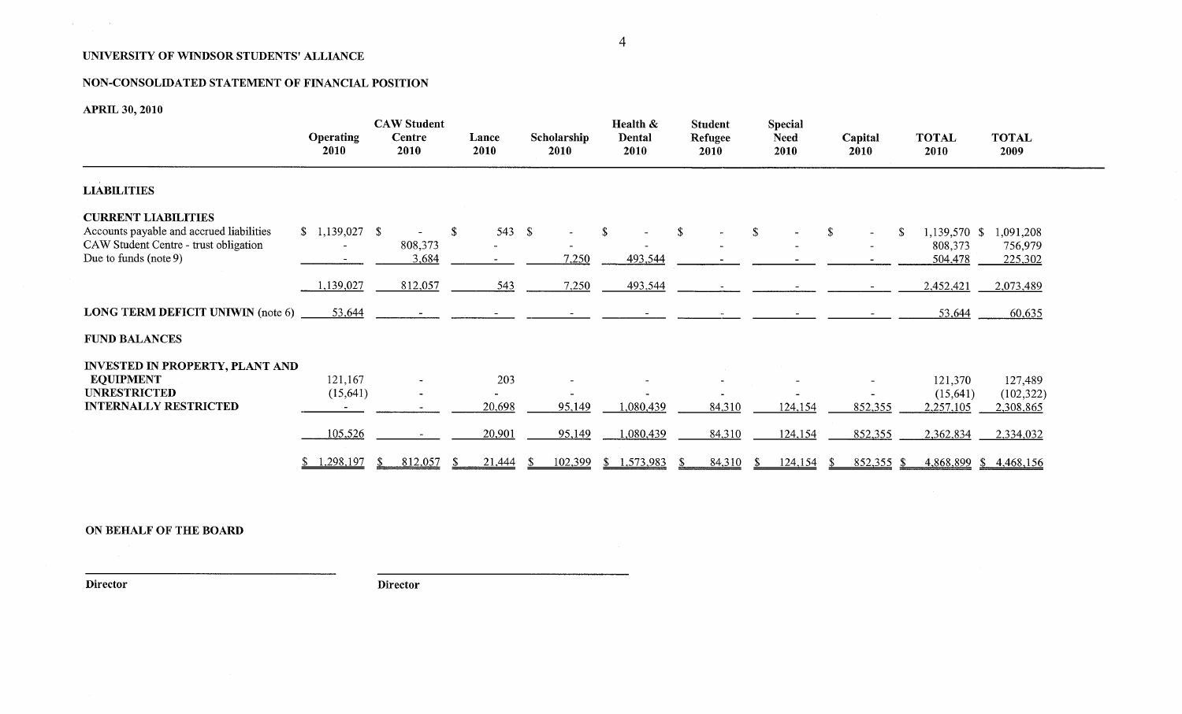UNIVERSITY OF WINDSOR STUDENTS' ALLIANCE

NON-CONSOLIDATED STATEMENT OF FINANCIAL POSITION

APRIL 30, 2010

| | Operating 2010 | CAW Student Centre 2010 | Lance 2010 | Scholarship 2010 | Health & Dental 2010 | Student Refugee 2010 | Special Need 2010 | Capital 2010 | TOTAL 2010 | TOTAL 2009 |
|---|---|---|---|---|---|---|---|---|---|---|
| **LIABILITIES** | | | | | | | | | | |
| **CURRENT LIABILITIES** | | | | | | | | | | |
| Accounts payable and accrued liabilities | $ 1,139,027 | $ - | $ 543 | $ - | $ - | $ - | $ - | $ - | $ 1,139,570 | $ 1,091,208 |
| CAW Student Centre - trust obligation | - | 808,373 | - | - | - | - | - | - | 808,373 | 756,979 |
| Due to funds (note 9) | - | 3,684 | - | 7,250 | 493,544 | - | - | - | 504,478 | 225,302 |
| | 1,139,027 | 812,057 | 543 | 7,250 | 493,544 | - | - | - | 2,452,421 | 2,073,489 |
| **LONG TERM DEFICIT UNIWIN** (note 6) | 53,644 | - | - | - | - | - | - | - | 53,644 | 60,635 |
| **FUND BALANCES** | | | | | | | | | | |
| **INVESTED IN PROPERTY, PLANT AND EQUIPMENT** | 121,167 | - | 203 | - | - | - | - | - | 121,370 | 127,489 |
| **UNRESTRICTED** | (15,641) | - | - | - | - | - | - | - | (15,641) | (102,322) |
| **INTERNALLY RESTRICTED** | - | - | 20,698 | 95,149 | 1,080,439 | 84,310 | 124,154 | 852,355 | 2,257,105 | 2,308,865 |
| | 105,526 | - | 20,901 | 95,149 | 1,080,439 | 84,310 | 124,154 | 852,355 | 2,362,834 | 2,334,032 |
| | $ 1,298,197 | $ 812,057 | $ 21,444 | $ 102,399 | $ 1,573,983 | $ 84,310 | $ 124,154 | $ 852,355 | $ 4,868,899 | $ 4,468,156 |

**ON BEHALF OF THE BOARD**

_______________________ Director

_______________________ Director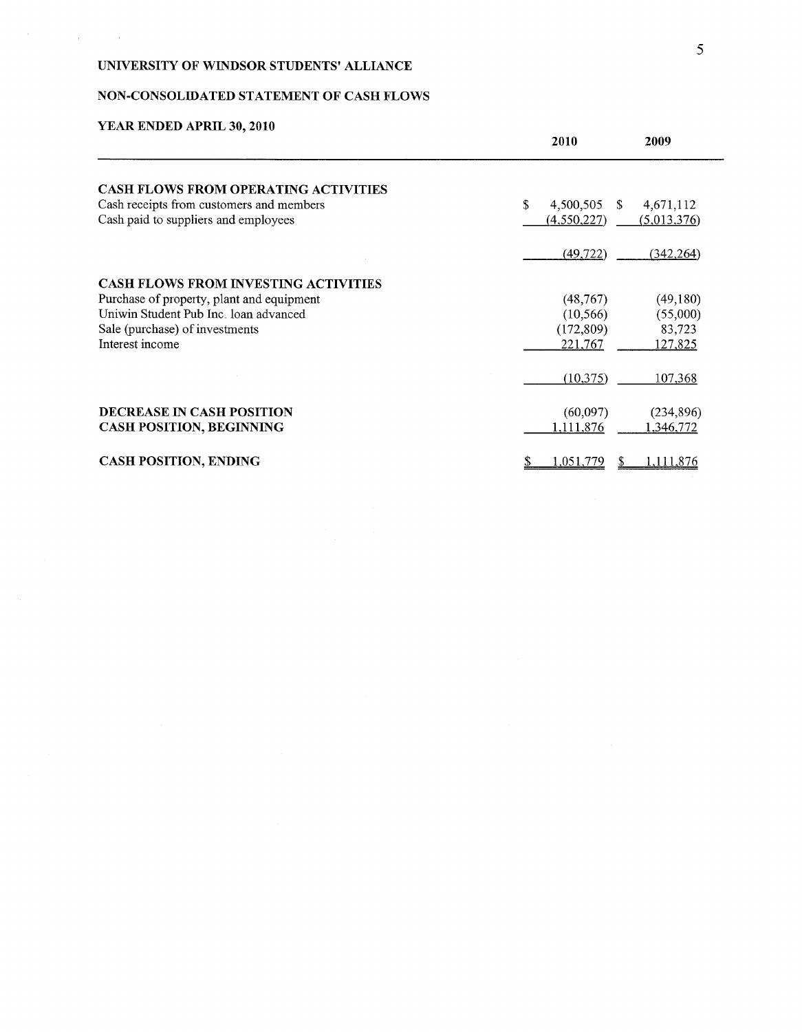# UNIVERSITY OF WINDSOR STUDENTS' ALLIANCE

## NON-CONSOLIDATED STATEMENT OF CASH FLOWS

### YEAR ENDED APRIL 30, 2010

| | 2010 | 2009 |
|---|---|---|
| **CASH FLOWS FROM OPERATING ACTIVITIES** | | |
| Cash receipts from customers and members | $ 4,500,505 | $ 4,671,112 |
| Cash paid to suppliers and employees | (4,550,227) | (5,013,376) |
| | (49,722) | (342,264) |
| **CASH FLOWS FROM INVESTING ACTIVITIES** | | |
| Purchase of property, plant and equipment | (48,767) | (49,180) |
| Uniwin Student Pub Inc. loan advanced | (10,566) | (55,000) |
| Sale (purchase) of investments | (172,809) | 83,723 |
| Interest income | 221,767 | 127,825 |
| | (10,375) | 107,368 |
| **DECREASE IN CASH POSITION** | (60,097) | (234,896) |
| **CASH POSITION, BEGINNING** | 1,111,876 | 1,346,772 |
| **CASH POSITION, ENDING** | $ 1,051,779 | $ 1,111,876 |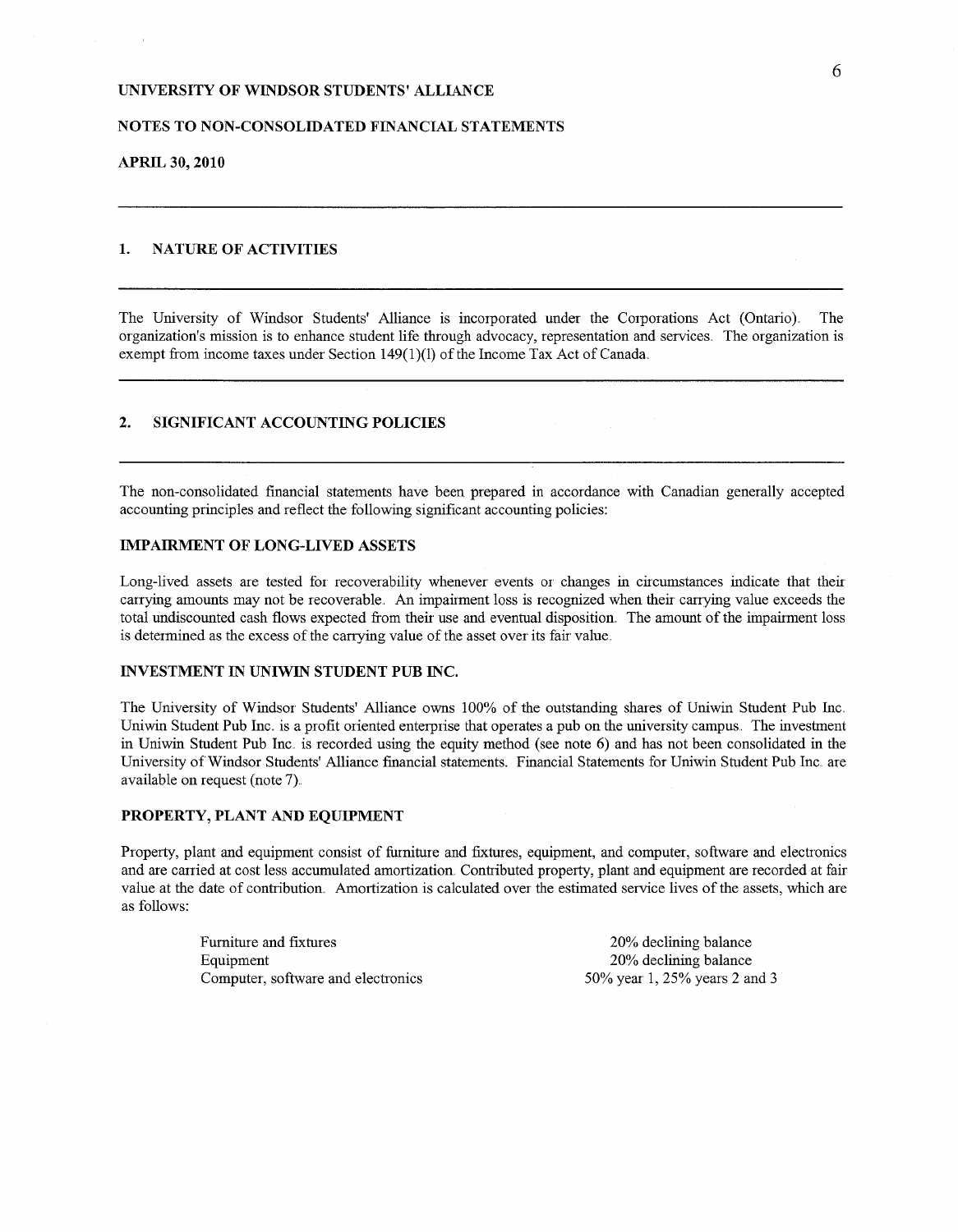# UNIVERSITY OF WINDSOR STUDENTS' ALLIANCE

## NOTES TO NON-CONSOLIDATED FINANCIAL STATEMENTS

**APRIL 30, 2010**

## 1. NATURE OF ACTIVITIES

The University of Windsor Students' Alliance is incorporated under the Corporations Act (Ontario). The organization's mission is to enhance student life through advocacy, representation and services. The organization is exempt from income taxes under Section 149(1)(l) of the Income Tax Act of Canada.

## 2. SIGNIFICANT ACCOUNTING POLICIES

The non-consolidated financial statements have been prepared in accordance with Canadian generally accepted accounting principles and reflect the following significant accounting policies:

### IMPAIRMENT OF LONG-LIVED ASSETS

Long-lived assets are tested for recoverability whenever events or changes in circumstances indicate that their carrying amounts may not be recoverable. An impairment loss is recognized when their carrying value exceeds the total undiscounted cash flows expected from their use and eventual disposition. The amount of the impairment loss is determined as the excess of the carrying value of the asset over its fair value.

### INVESTMENT IN UNIWIN STUDENT PUB INC.

The University of Windsor Students' Alliance owns 100% of the outstanding shares of Uniwin Student Pub Inc. Uniwin Student Pub Inc. is a profit oriented enterprise that operates a pub on the university campus. The investment in Uniwin Student Pub Inc. is recorded using the equity method (see note 6) and has not been consolidated in the University of Windsor Students' Alliance financial statements. Financial Statements for Uniwin Student Pub Inc. are available on request (note 7).

### PROPERTY, PLANT AND EQUIPMENT

Property, plant and equipment consist of furniture and fixtures, equipment, and computer, software and electronics and are carried at cost less accumulated amortization. Contributed property, plant and equipment are recorded at fair value at the date of contribution. Amortization is calculated over the estimated service lives of the assets, which are as follows:

| | |
|---|---|
| Furniture and fixtures | 20% declining balance |
| Equipment | 20% declining balance |
| Computer, software and electronics | 50% year 1, 25% years 2 and 3 |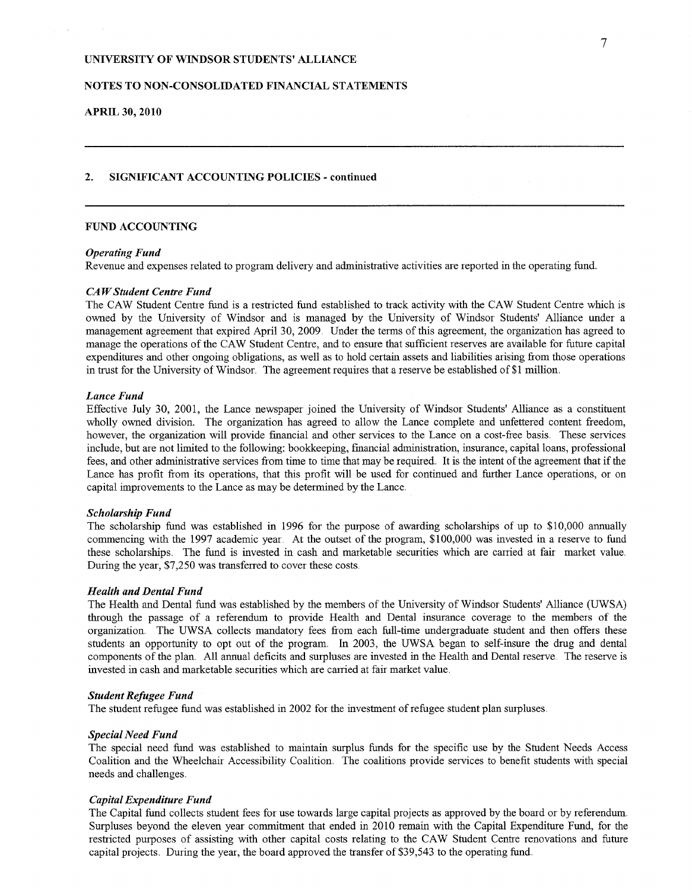UNIVERSITY OF WINDSOR STUDENTS' ALLIANCE

NOTES TO NON-CONSOLIDATED FINANCIAL STATEMENTS

APRIL 30, 2010

## 2. SIGNIFICANT ACCOUNTING POLICIES - continued

### FUND ACCOUNTING

***Operating Fund***
Revenue and expenses related to program delivery and administrative activities are reported in the operating fund.

***CAW Student Centre Fund***
The CAW Student Centre fund is a restricted fund established to track activity with the CAW Student Centre which is owned by the University of Windsor and is managed by the University of Windsor Students' Alliance under a management agreement that expired April 30, 2009. Under the terms of this agreement, the organization has agreed to manage the operations of the CAW Student Centre, and to ensure that sufficient reserves are available for future capital expenditures and other ongoing obligations, as well as to hold certain assets and liabilities arising from those operations in trust for the University of Windsor. The agreement requires that a reserve be established of $1 million.

***Lance Fund***
Effective July 30, 2001, the Lance newspaper joined the University of Windsor Students' Alliance as a constituent wholly owned division. The organization has agreed to allow the Lance complete and unfettered content freedom, however, the organization will provide financial and other services to the Lance on a cost-free basis. These services include, but are not limited to the following: bookkeeping, financial administration, insurance, capital loans, professional fees, and other administrative services from time to time that may be required. It is the intent of the agreement that if the Lance has profit from its operations, that this profit will be used for continued and further Lance operations, or on capital improvements to the Lance as may be determined by the Lance.

***Scholarship Fund***
The scholarship fund was established in 1996 for the purpose of awarding scholarships of up to $10,000 annually commencing with the 1997 academic year. At the outset of the program, $100,000 was invested in a reserve to fund these scholarships. The fund is invested in cash and marketable securities which are carried at fair market value. During the year, $7,250 was transferred to cover these costs.

***Health and Dental Fund***
The Health and Dental fund was established by the members of the University of Windsor Students' Alliance (UWSA) through the passage of a referendum to provide Health and Dental insurance coverage to the members of the organization. The UWSA collects mandatory fees from each full-time undergraduate student and then offers these students an opportunity to opt out of the program. In 2003, the UWSA began to self-insure the drug and dental components of the plan. All annual deficits and surpluses are invested in the Health and Dental reserve. The reserve is invested in cash and marketable securities which are carried at fair market value.

***Student Refugee Fund***
The student refugee fund was established in 2002 for the investment of refugee student plan surpluses.

***Special Need Fund***
The special need fund was established to maintain surplus funds for the specific use by the Student Needs Access Coalition and the Wheelchair Accessibility Coalition. The coalitions provide services to benefit students with special needs and challenges.

***Capital Expenditure Fund***
The Capital fund collects student fees for use towards large capital projects as approved by the board or by referendum. Surpluses beyond the eleven year commitment that ended in 2010 remain with the Capital Expenditure Fund, for the restricted purposes of assisting with other capital costs relating to the CAW Student Centre renovations and future capital projects. During the year, the board approved the transfer of $39,543 to the operating fund.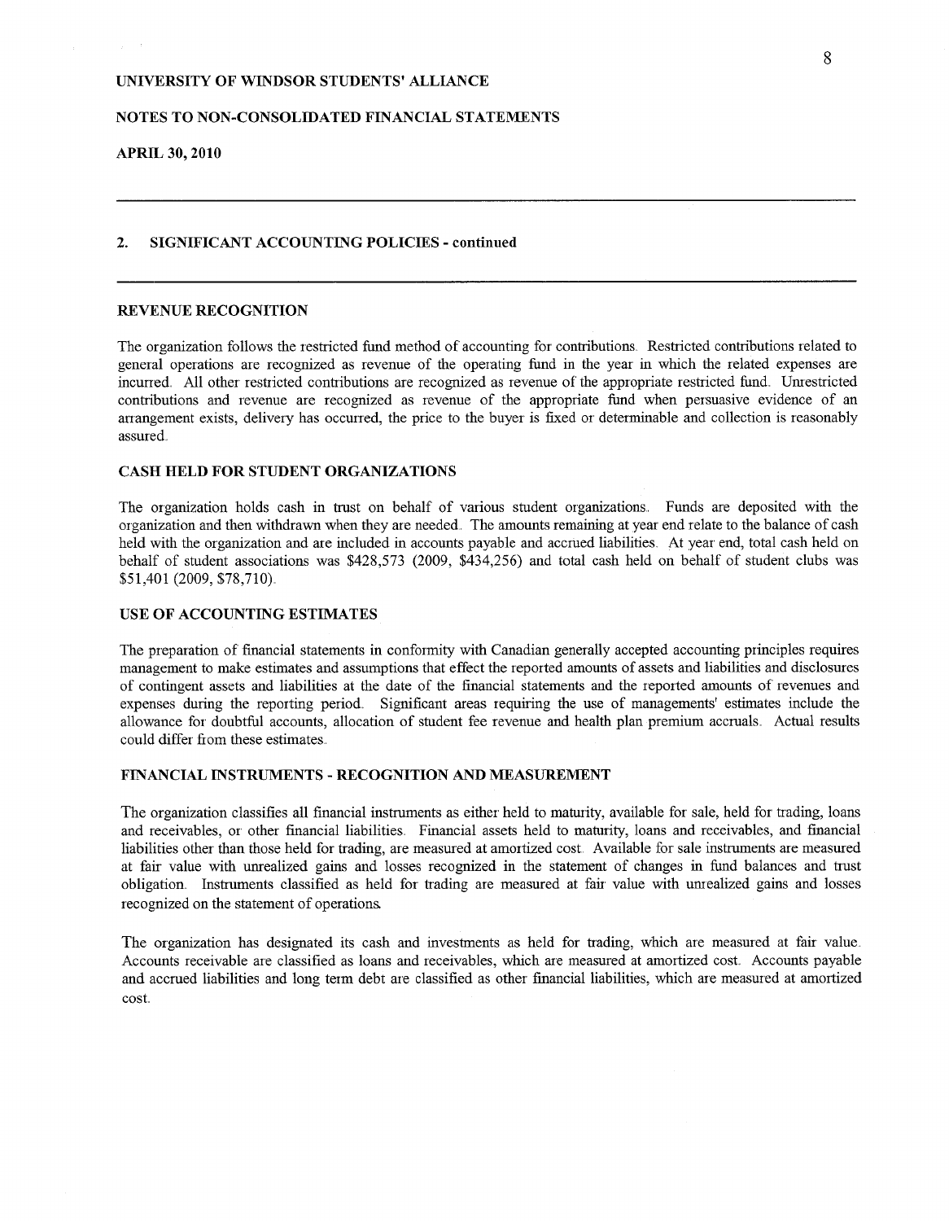# UNIVERSITY OF WINDSOR STUDENTS' ALLIANCE

## NOTES TO NON-CONSOLIDATED FINANCIAL STATEMENTS

**APRIL 30, 2010**

---

### 2. SIGNIFICANT ACCOUNTING POLICIES - continued

---

#### REVENUE RECOGNITION

The organization follows the restricted fund method of accounting for contributions. Restricted contributions related to general operations are recognized as revenue of the operating fund in the year in which the related expenses are incurred. All other restricted contributions are recognized as revenue of the appropriate restricted fund. Unrestricted contributions and revenue are recognized as revenue of the appropriate fund when persuasive evidence of an arrangement exists, delivery has occurred, the price to the buyer is fixed or determinable and collection is reasonably assured.

#### CASH HELD FOR STUDENT ORGANIZATIONS

The organization holds cash in trust on behalf of various student organizations. Funds are deposited with the organization and then withdrawn when they are needed. The amounts remaining at year end relate to the balance of cash held with the organization and are included in accounts payable and accrued liabilities. At year end, total cash held on behalf of student associations was $428,573 (2009, $434,256) and total cash held on behalf of student clubs was $51,401 (2009, $78,710).

#### USE OF ACCOUNTING ESTIMATES

The preparation of financial statements in conformity with Canadian generally accepted accounting principles requires management to make estimates and assumptions that effect the reported amounts of assets and liabilities and disclosures of contingent assets and liabilities at the date of the financial statements and the reported amounts of revenues and expenses during the reporting period. Significant areas requiring the use of managements' estimates include the allowance for doubtful accounts, allocation of student fee revenue and health plan premium accruals. Actual results could differ from these estimates.

#### FINANCIAL INSTRUMENTS - RECOGNITION AND MEASUREMENT

The organization classifies all financial instruments as either held to maturity, available for sale, held for trading, loans and receivables, or other financial liabilities. Financial assets held to maturity, loans and receivables, and financial liabilities other than those held for trading, are measured at amortized cost. Available for sale instruments are measured at fair value with unrealized gains and losses recognized in the statement of changes in fund balances and trust obligation. Instruments classified as held for trading are measured at fair value with unrealized gains and losses recognized on the statement of operations.

The organization has designated its cash and investments as held for trading, which are measured at fair value. Accounts receivable are classified as loans and receivables, which are measured at amortized cost. Accounts payable and accrued liabilities and long term debt are classified as other financial liabilities, which are measured at amortized cost.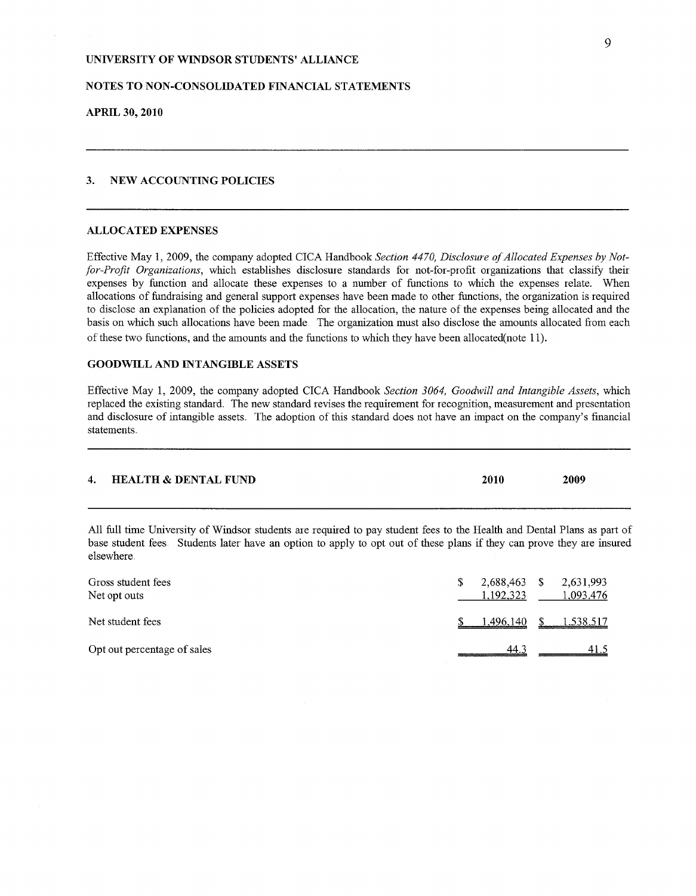UNIVERSITY OF WINDSOR STUDENTS' ALLIANCE

NOTES TO NON-CONSOLIDATED FINANCIAL STATEMENTS

APRIL 30, 2010

## 3. NEW ACCOUNTING POLICIES

### ALLOCATED EXPENSES

Effective May 1, 2009, the company adopted CICA Handbook *Section 4470, Disclosure of Allocated Expenses by Not-for-Profit Organizations*, which establishes disclosure standards for not-for-profit organizations that classify their expenses by function and allocate these expenses to a number of functions to which the expenses relate. When allocations of fundraising and general support expenses have been made to other functions, the organization is required to disclose an explanation of the policies adopted for the allocation, the nature of the expenses being allocated and the basis on which such allocations have been made. The organization must also disclose the amounts allocated from each of these two functions, and the amounts and the functions to which they have been allocated(note 11).

### GOODWILL AND INTANGIBLE ASSETS

Effective May 1, 2009, the company adopted CICA Handbook *Section 3064, Goodwill and Intangible Assets*, which replaced the existing standard. The new standard revises the requirement for recognition, measurement and presentation and disclosure of intangible assets. The adoption of this standard does not have an impact on the company's financial statements.

## 4. HEALTH & DENTAL FUND

All full time University of Windsor students are required to pay student fees to the Health and Dental Plans as part of base student fees. Students later have an option to apply to opt out of these plans if they can prove they are insured elsewhere.

| | 2010 | 2009 |
|---|---|---|
| Gross student fees | $ 2,688,463 | $ 2,631,993 |
| Net opt outs | 1,192,323 | 1,093,476 |
| Net student fees | $ 1,496,140 | $ 1,538,517 |
| Opt out percentage of sales | 44.3 | 41.5 |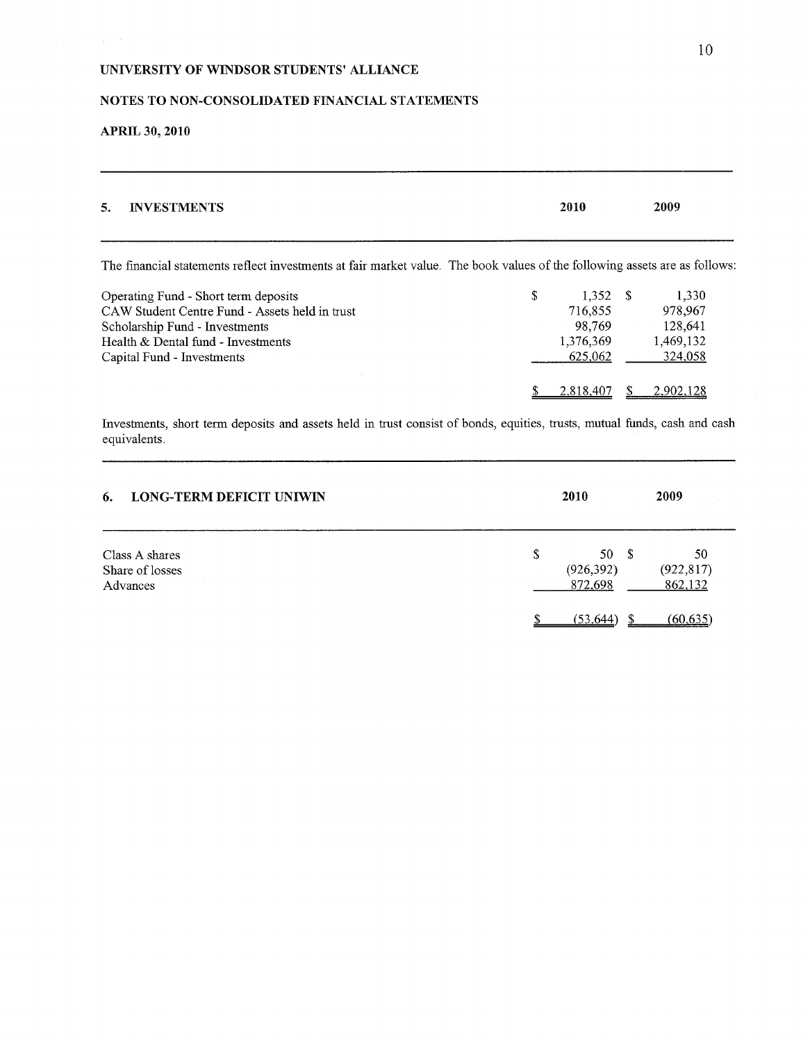UNIVERSITY OF WINDSOR STUDENTS' ALLIANCE

NOTES TO NON-CONSOLIDATED FINANCIAL STATEMENTS

APRIL 30, 2010

## 5. INVESTMENTS

The financial statements reflect investments at fair market value. The book values of the following assets are as follows:

| | 2010 | 2009 |
|---|---|---|
| Operating Fund - Short term deposits | $ 1,352 | $ 1,330 |
| CAW Student Centre Fund - Assets held in trust | 716,855 | 978,967 |
| Scholarship Fund - Investments | 98,769 | 128,641 |
| Health & Dental fund - Investments | 1,376,369 | 1,469,132 |
| Capital Fund - Investments | 625,062 | 324,058 |
| | $ 2,818,407 | $ 2,902,128 |

Investments, short term deposits and assets held in trust consist of bonds, equities, trusts, mutual funds, cash and cash equivalents.

## 6. LONG-TERM DEFICIT UNIWIN

| | 2010 | 2009 |
|---|---|---|
| Class A shares | $ 50 | $ 50 |
| Share of losses | (926,392) | (922,817) |
| Advances | 872,698 | 862,132 |
| | $ (53,644) | $ (60,635) |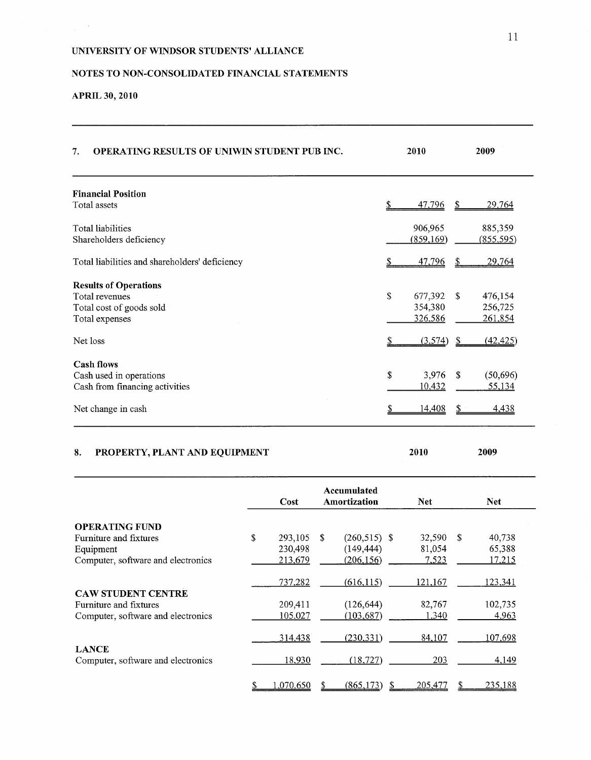UNIVERSITY OF WINDSOR STUDENTS' ALLIANCE

NOTES TO NON-CONSOLIDATED FINANCIAL STATEMENTS

APRIL 30, 2010

## 7. OPERATING RESULTS OF UNIWIN STUDENT PUB INC.

| | 2010 | 2009 |
|---|---|---|
| **Financial Position** | | |
| Total assets | $ 47,796 | $ 29,764 |
| Total liabilities | 906,965 | 885,359 |
| Shareholders deficiency | (859,169) | (855,595) |
| Total liabilities and shareholders' deficiency | $ 47,796 | $ 29,764 |
| **Results of Operations** | | |
| Total revenues | $ 677,392 | $ 476,154 |
| Total cost of goods sold | 354,380 | 256,725 |
| Total expenses | 326,586 | 261,854 |
| Net loss | $ (3,574) | $ (42,425) |
| **Cash flows** | | |
| Cash used in operations | $ 3,976 | $ (50,696) |
| Cash from financing activities | 10,432 | 55,134 |
| Net change in cash | $ 14,408 | $ 4,438 |

## 8. PROPERTY, PLANT AND EQUIPMENT

| | Cost | Accumulated Amortization | 2010 Net | 2009 Net |
|---|---|---|---|---|
| **OPERATING FUND** | | | | |
| Furniture and fixtures | $ 293,105 | $ (260,515) | $ 32,590 | $ 40,738 |
| Equipment | 230,498 | (149,444) | 81,054 | 65,388 |
| Computer, software and electronics | 213,679 | (206,156) | 7,523 | 17,215 |
| | 737,282 | (616,115) | 121,167 | 123,341 |
| **CAW STUDENT CENTRE** | | | | |
| Furniture and fixtures | 209,411 | (126,644) | 82,767 | 102,735 |
| Computer, software and electronics | 105,027 | (103,687) | 1,340 | 4,963 |
| | 314,438 | (230,331) | 84,107 | 107,698 |
| **LANCE** | | | | |
| Computer, software and electronics | 18,930 | (18,727) | 203 | 4,149 |
| | $ 1,070,650 | $ (865,173) | $ 205,477 | $ 235,188 |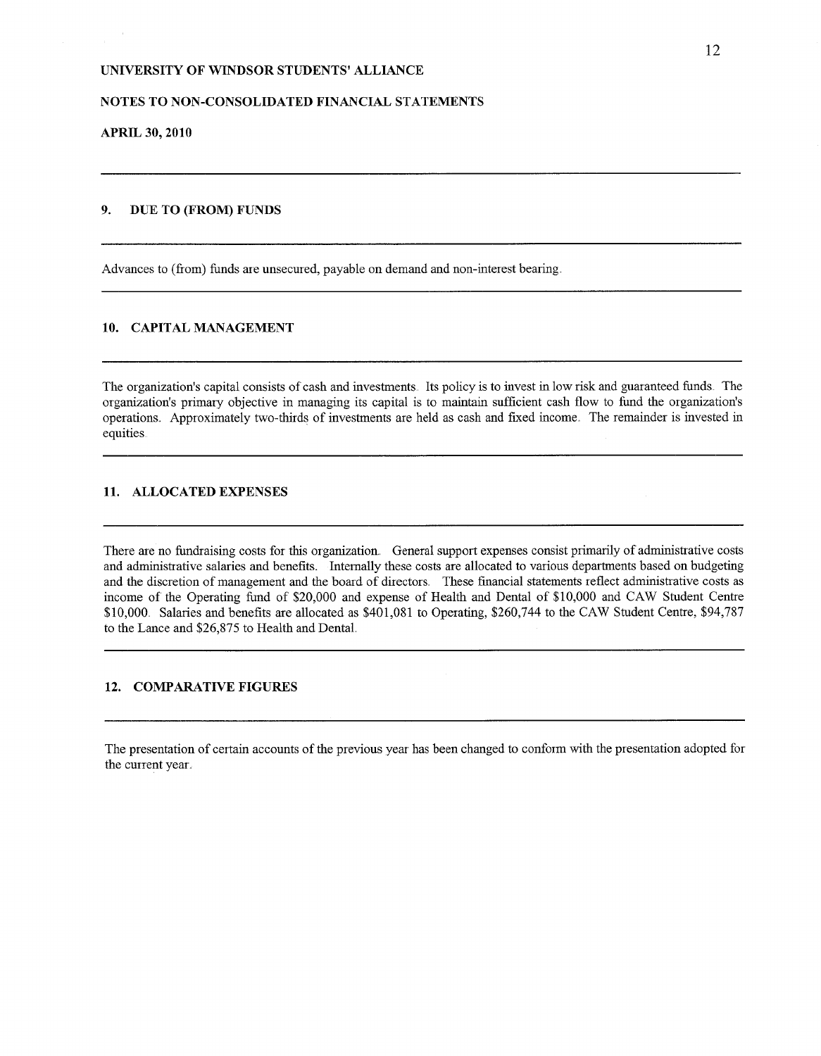UNIVERSITY OF WINDSOR STUDENTS' ALLIANCE

NOTES TO NON-CONSOLIDATED FINANCIAL STATEMENTS

APRIL 30, 2010

## 9. DUE TO (FROM) FUNDS

Advances to (from) funds are unsecured, payable on demand and non-interest bearing.

## 10. CAPITAL MANAGEMENT

The organization's capital consists of cash and investments. Its policy is to invest in low risk and guaranteed funds. The organization's primary objective in managing its capital is to maintain sufficient cash flow to fund the organization's operations. Approximately two-thirds of investments are held as cash and fixed income. The remainder is invested in equities.

## 11. ALLOCATED EXPENSES

There are no fundraising costs for this organization. General support expenses consist primarily of administrative costs and administrative salaries and benefits. Internally these costs are allocated to various departments based on budgeting and the discretion of management and the board of directors. These financial statements reflect administrative costs as income of the Operating fund of $20,000 and expense of Health and Dental of $10,000 and CAW Student Centre $10,000. Salaries and benefits are allocated as $401,081 to Operating, $260,744 to the CAW Student Centre, $94,787 to the Lance and $26,875 to Health and Dental.

## 12. COMPARATIVE FIGURES

The presentation of certain accounts of the previous year has been changed to conform with the presentation adopted for the current year.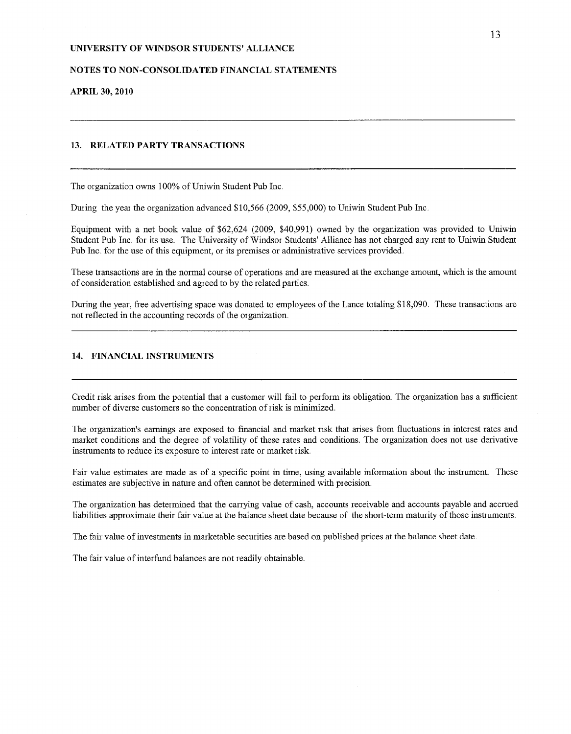UNIVERSITY OF WINDSOR STUDENTS' ALLIANCE

NOTES TO NON-CONSOLIDATED FINANCIAL STATEMENTS

APRIL 30, 2010

## 13. RELATED PARTY TRANSACTIONS

The organization owns 100% of Uniwin Student Pub Inc.

During the year the organization advanced $10,566 (2009, $55,000) to Uniwin Student Pub Inc.

Equipment with a net book value of $62,624 (2009, $40,991) owned by the organization was provided to Uniwin Student Pub Inc. for its use. The University of Windsor Students' Alliance has not charged any rent to Uniwin Student Pub Inc. for the use of this equipment, or its premises or administrative services provided.

These transactions are in the normal course of operations and are measured at the exchange amount, which is the amount of consideration established and agreed to by the related parties.

During the year, free advertising space was donated to employees of the Lance totaling $18,090. These transactions are not reflected in the accounting records of the organization.

## 14. FINANCIAL INSTRUMENTS

Credit risk arises from the potential that a customer will fail to perform its obligation. The organization has a sufficient number of diverse customers so the concentration of risk is minimized.

The organization's earnings are exposed to financial and market risk that arises from fluctuations in interest rates and market conditions and the degree of volatility of these rates and conditions. The organization does not use derivative instruments to reduce its exposure to interest rate or market risk.

Fair value estimates are made as of a specific point in time, using available information about the instrument. These estimates are subjective in nature and often cannot be determined with precision.

The organization has determined that the carrying value of cash, accounts receivable and accounts payable and accrued liabilities approximate their fair value at the balance sheet date because of the short-term maturity of those instruments.

The fair value of investments in marketable securities are based on published prices at the balance sheet date.

The fair value of interfund balances are not readily obtainable.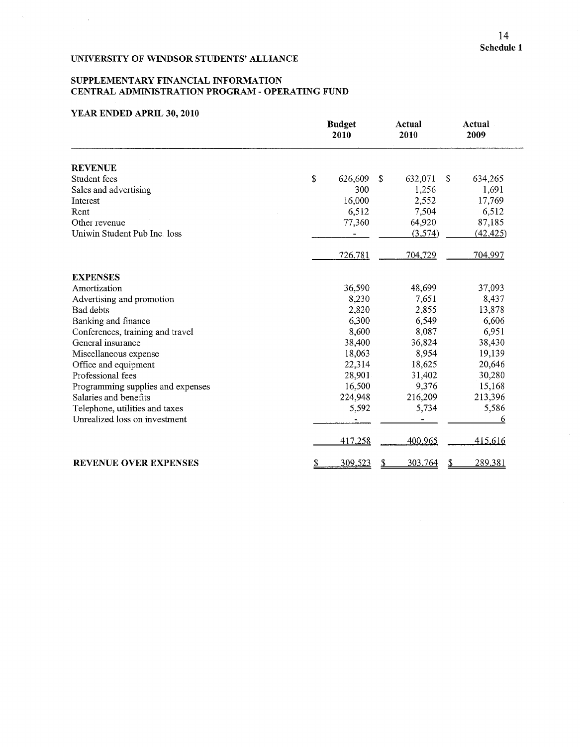Schedule 1

# UNIVERSITY OF WINDSOR STUDENTS' ALLIANCE

## SUPPLEMENTARY FINANCIAL INFORMATION
## CENTRAL ADMINISTRATION PROGRAM - OPERATING FUND

### YEAR ENDED APRIL 30, 2010

| | Budget 2010 | Actual 2010 | Actual 2009 |
|---|---|---|---|
| **REVENUE** | | | |
| Student fees | $ 626,609 | $ 632,071 | $ 634,265 |
| Sales and advertising | 300 | 1,256 | 1,691 |
| Interest | 16,000 | 2,552 | 17,769 |
| Rent | 6,512 | 7,504 | 6,512 |
| Other revenue | 77,360 | 64,920 | 87,185 |
| Uniwin Student Pub Inc. loss | - | (3,574) | (42,425) |
| | 726,781 | 704,729 | 704,997 |
| **EXPENSES** | | | |
| Amortization | 36,590 | 48,699 | 37,093 |
| Advertising and promotion | 8,230 | 7,651 | 8,437 |
| Bad debts | 2,820 | 2,855 | 13,878 |
| Banking and finance | 6,300 | 6,549 | 6,606 |
| Conferences, training and travel | 8,600 | 8,087 | 6,951 |
| General insurance | 38,400 | 36,824 | 38,430 |
| Miscellaneous expense | 18,063 | 8,954 | 19,139 |
| Office and equipment | 22,314 | 18,625 | 20,646 |
| Professional fees | 28,901 | 31,402 | 30,280 |
| Programming supplies and expenses | 16,500 | 9,376 | 15,168 |
| Salaries and benefits | 224,948 | 216,209 | 213,396 |
| Telephone, utilities and taxes | 5,592 | 5,734 | 5,586 |
| Unrealized loss on investment | - | - | 6 |
| | 417,258 | 400,965 | 415,616 |
| **REVENUE OVER EXPENSES** | $ 309,523 | $ 303,764 | $ 289,381 |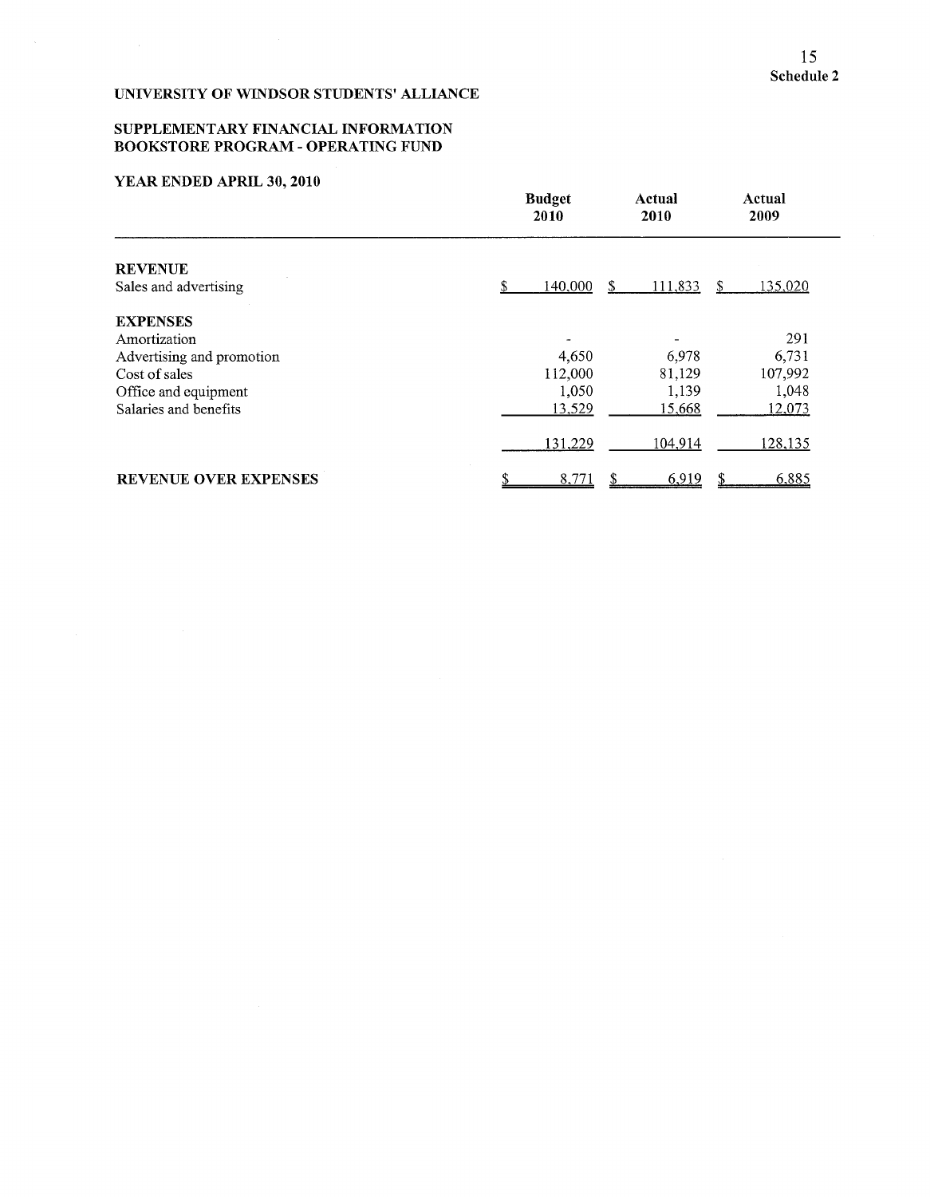Schedule 2

# UNIVERSITY OF WINDSOR STUDENTS' ALLIANCE

## SUPPLEMENTARY FINANCIAL INFORMATION
## BOOKSTORE PROGRAM - OPERATING FUND

### YEAR ENDED APRIL 30, 2010

| | Budget 2010 | Actual 2010 | Actual 2009 |
|---|---|---|---|
| **REVENUE** | | | |
| Sales and advertising | $ 140,000 | $ 111,833 | $ 135,020 |
| **EXPENSES** | | | |
| Amortization | - | - | 291 |
| Advertising and promotion | 4,650 | 6,978 | 6,731 |
| Cost of sales | 112,000 | 81,129 | 107,992 |
| Office and equipment | 1,050 | 1,139 | 1,048 |
| Salaries and benefits | 13,529 | 15,668 | 12,073 |
| | 131,229 | 104,914 | 128,135 |
| **REVENUE OVER EXPENSES** | $ 8,771 | $ 6,919 | $ 6,885 |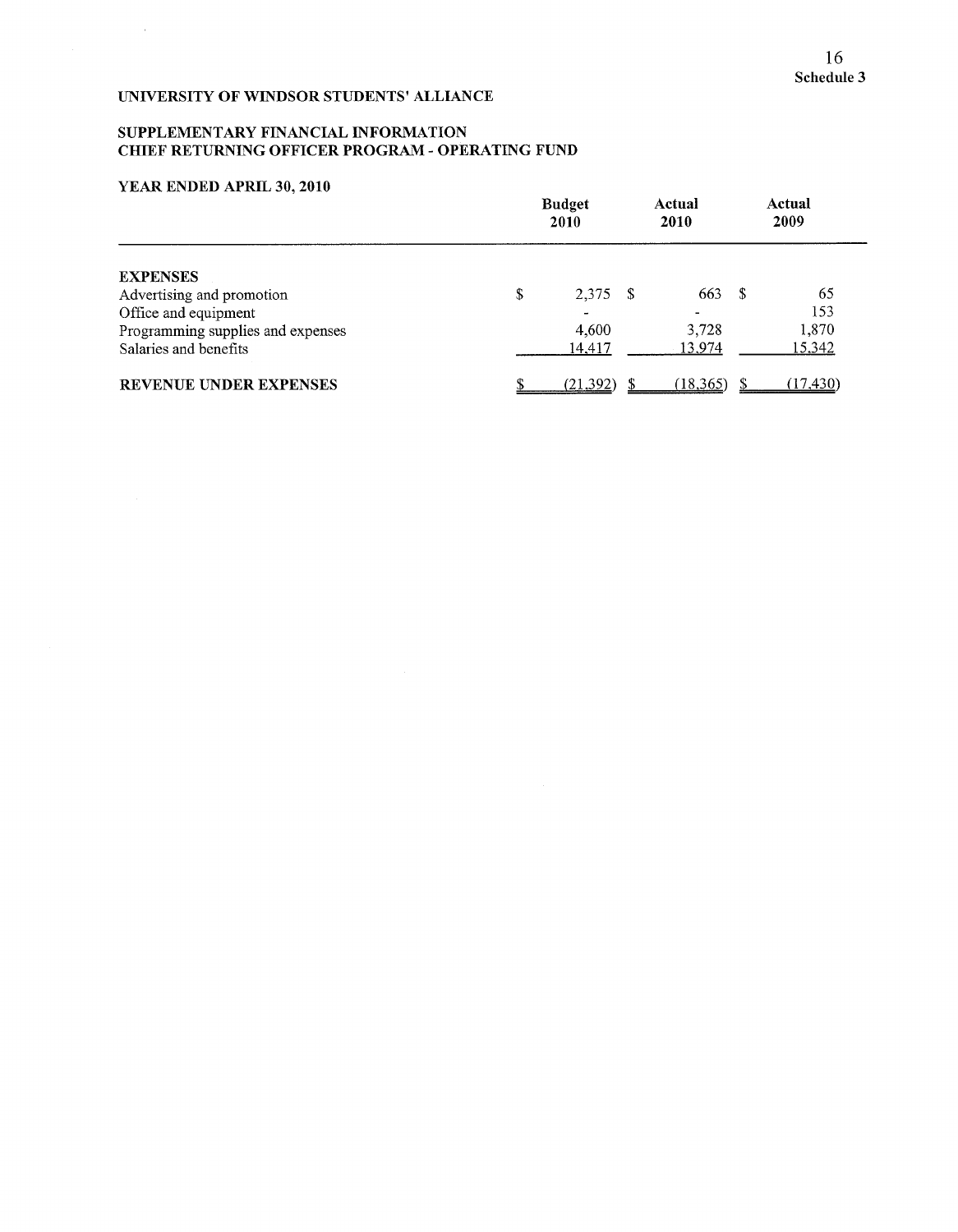Schedule 3

UNIVERSITY OF WINDSOR STUDENTS' ALLIANCE

SUPPLEMENTARY FINANCIAL INFORMATION
CHIEF RETURNING OFFICER PROGRAM - OPERATING FUND

YEAR ENDED APRIL 30, 2010

| | Budget 2010 | Actual 2010 | Actual 2009 |
|---|---|---|---|
| **EXPENSES** | | | |
| Advertising and promotion | $ 2,375 | $ 663 | $ 65 |
| Office and equipment | - | - | 153 |
| Programming supplies and expenses | 4,600 | 3,728 | 1,870 |
| Salaries and benefits | 14,417 | 13,974 | 15,342 |
| **REVENUE UNDER EXPENSES** | $ (21,392) | $ (18,365) | $ (17,430) |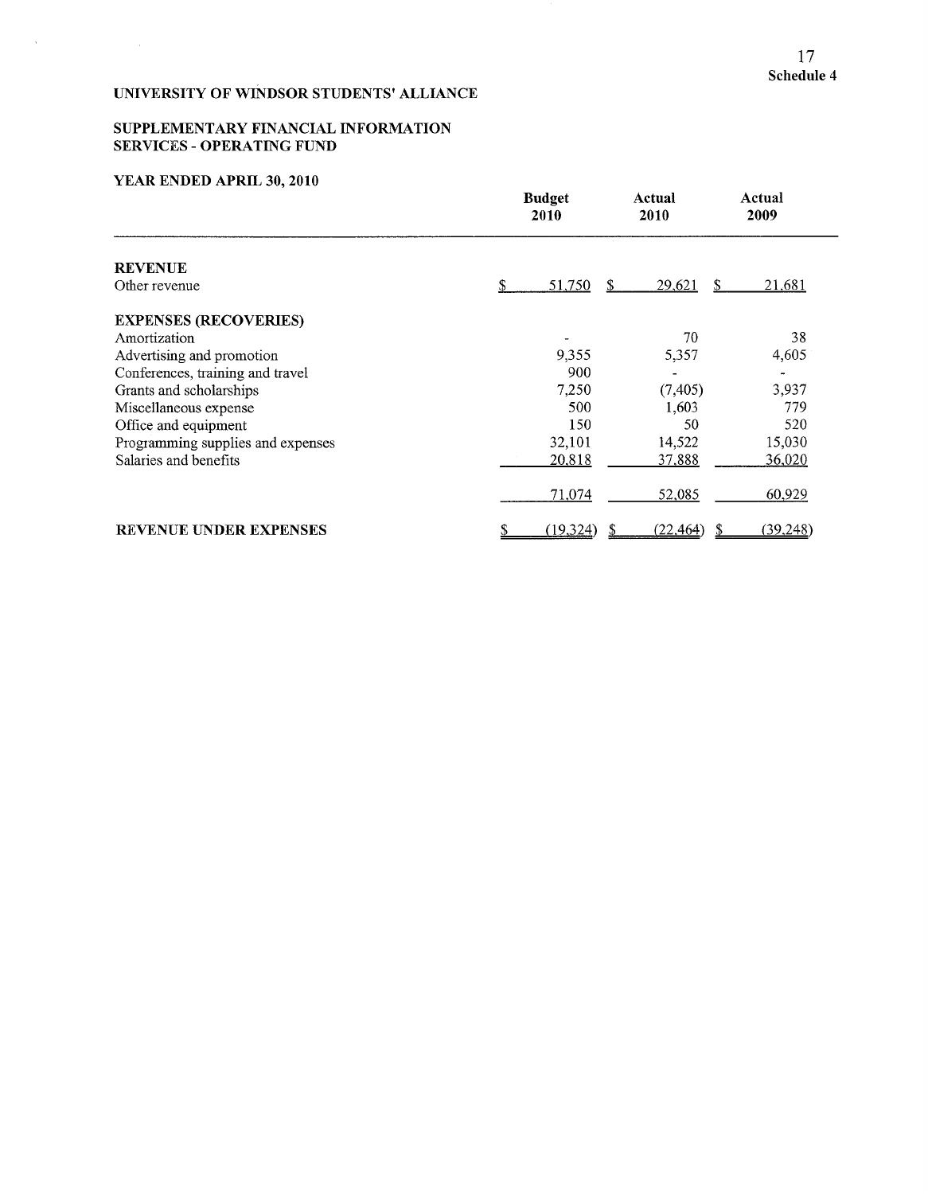**Schedule 4**

**UNIVERSITY OF WINDSOR STUDENTS' ALLIANCE**

**SUPPLEMENTARY FINANCIAL INFORMATION**
**SERVICES - OPERATING FUND**

**YEAR ENDED APRIL 30, 2010**

| | Budget 2010 | Actual 2010 | Actual 2009 |
|---|---|---|---|
| **REVENUE** | | | |
| Other revenue | $ 51,750 | $ 29,621 | $ 21,681 |
| **EXPENSES (RECOVERIES)** | | | |
| Amortization | - | 70 | 38 |
| Advertising and promotion | 9,355 | 5,357 | 4,605 |
| Conferences, training and travel | 900 | - | - |
| Grants and scholarships | 7,250 | (7,405) | 3,937 |
| Miscellaneous expense | 500 | 1,603 | 779 |
| Office and equipment | 150 | 50 | 520 |
| Programming supplies and expenses | 32,101 | 14,522 | 15,030 |
| Salaries and benefits | 20,818 | 37,888 | 36,020 |
| | 71,074 | 52,085 | 60,929 |
| **REVENUE UNDER EXPENSES** | $ (19,324) | $ (22,464) | $ (39,248) |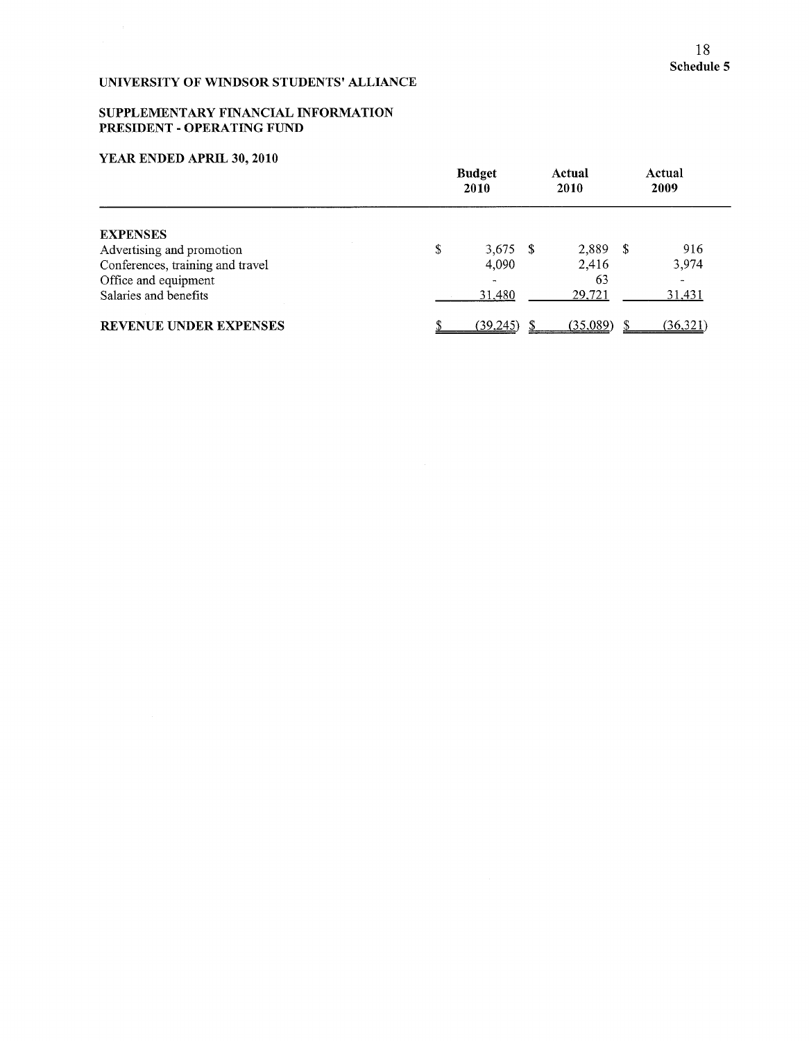**Schedule 5**

**UNIVERSITY OF WINDSOR STUDENTS' ALLIANCE**

**SUPPLEMENTARY FINANCIAL INFORMATION**
**PRESIDENT - OPERATING FUND**

**YEAR ENDED APRIL 30, 2010**

| | Budget 2010 | Actual 2010 | Actual 2009 |
|---|---|---|---|
| **EXPENSES** | | | |
| Advertising and promotion | $ 3,675 | $ 2,889 | $ 916 |
| Conferences, training and travel | 4,090 | 2,416 | 3,974 |
| Office and equipment | - | 63 | - |
| Salaries and benefits | 31,480 | 29,721 | 31,431 |
| **REVENUE UNDER EXPENSES** | $ (39,245) | $ (35,089) | $ (36,321) |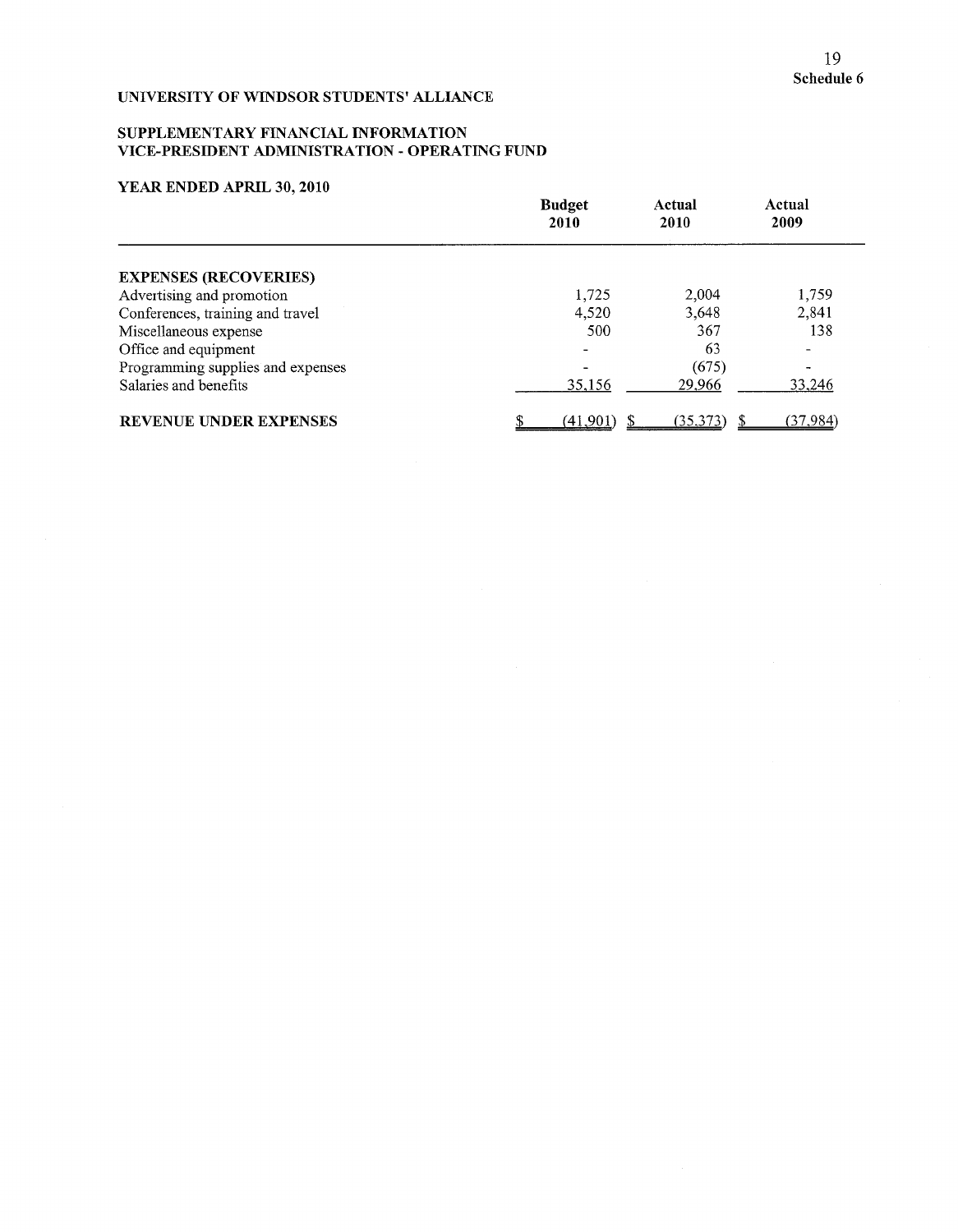**Schedule 6**

# UNIVERSITY OF WINDSOR STUDENTS' ALLIANCE

## SUPPLEMENTARY FINANCIAL INFORMATION
## VICE-PRESIDENT ADMINISTRATION - OPERATING FUND

### YEAR ENDED APRIL 30, 2010

| | Budget 2010 | Actual 2010 | Actual 2009 |
|---|---|---|---|
| **EXPENSES (RECOVERIES)** | | | |
| Advertising and promotion | 1,725 | 2,004 | 1,759 |
| Conferences, training and travel | 4,520 | 3,648 | 2,841 |
| Miscellaneous expense | 500 | 367 | 138 |
| Office and equipment | - | 63 | - |
| Programming supplies and expenses | - | (675) | - |
| Salaries and benefits | 35,156 | 29,966 | 33,246 |
| **REVENUE UNDER EXPENSES** | $ (41,901) | $ (35,373) | $ (37,984) |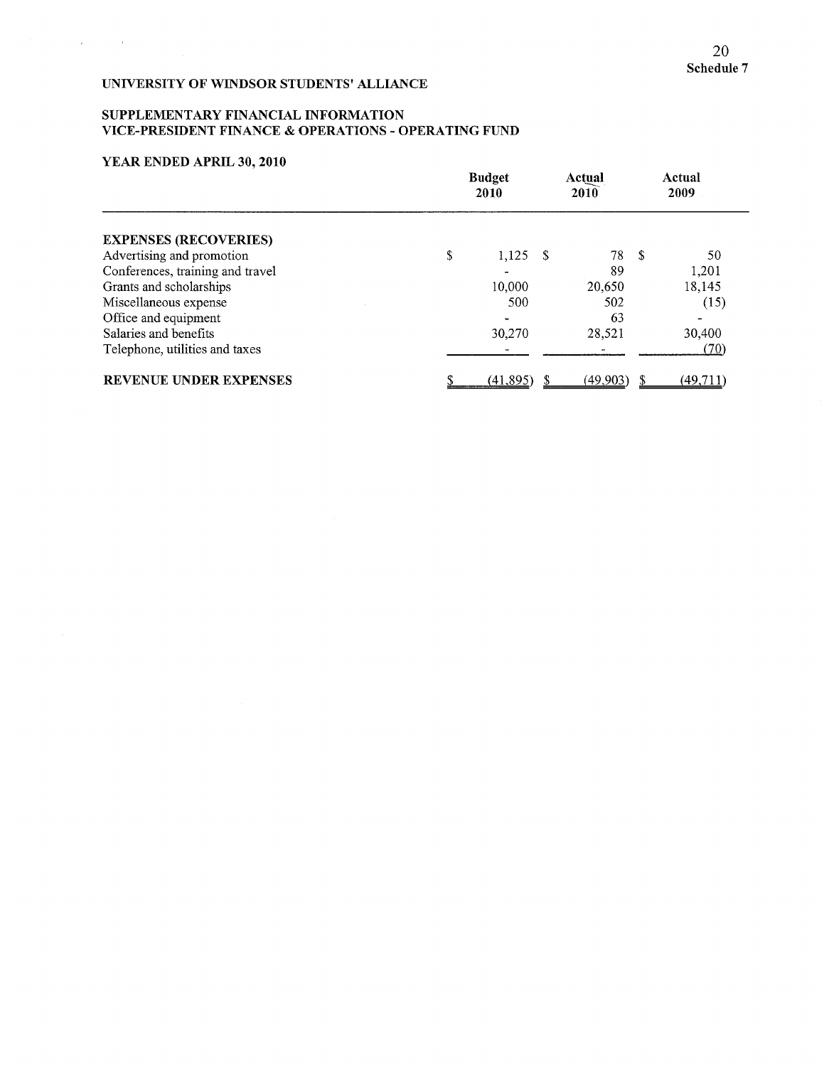Schedule 7

UNIVERSITY OF WINDSOR STUDENTS' ALLIANCE

SUPPLEMENTARY FINANCIAL INFORMATION
VICE-PRESIDENT FINANCE & OPERATIONS - OPERATING FUND

YEAR ENDED APRIL 30, 2010

| | Budget 2010 | Actual 2010 | Actual 2009 |
|---|---|---|---|
| **EXPENSES (RECOVERIES)** | | | |
| Advertising and promotion | $ 1,125 | $ 78 | $ 50 |
| Conferences, training and travel | - | 89 | 1,201 |
| Grants and scholarships | 10,000 | 20,650 | 18,145 |
| Miscellaneous expense | 500 | 502 | (15) |
| Office and equipment | - | 63 | - |
| Salaries and benefits | 30,270 | 28,521 | 30,400 |
| Telephone, utilities and taxes | - | - | (70) |
| **REVENUE UNDER EXPENSES** | $ (41,895) | $ (49,903) | $ (49,711) |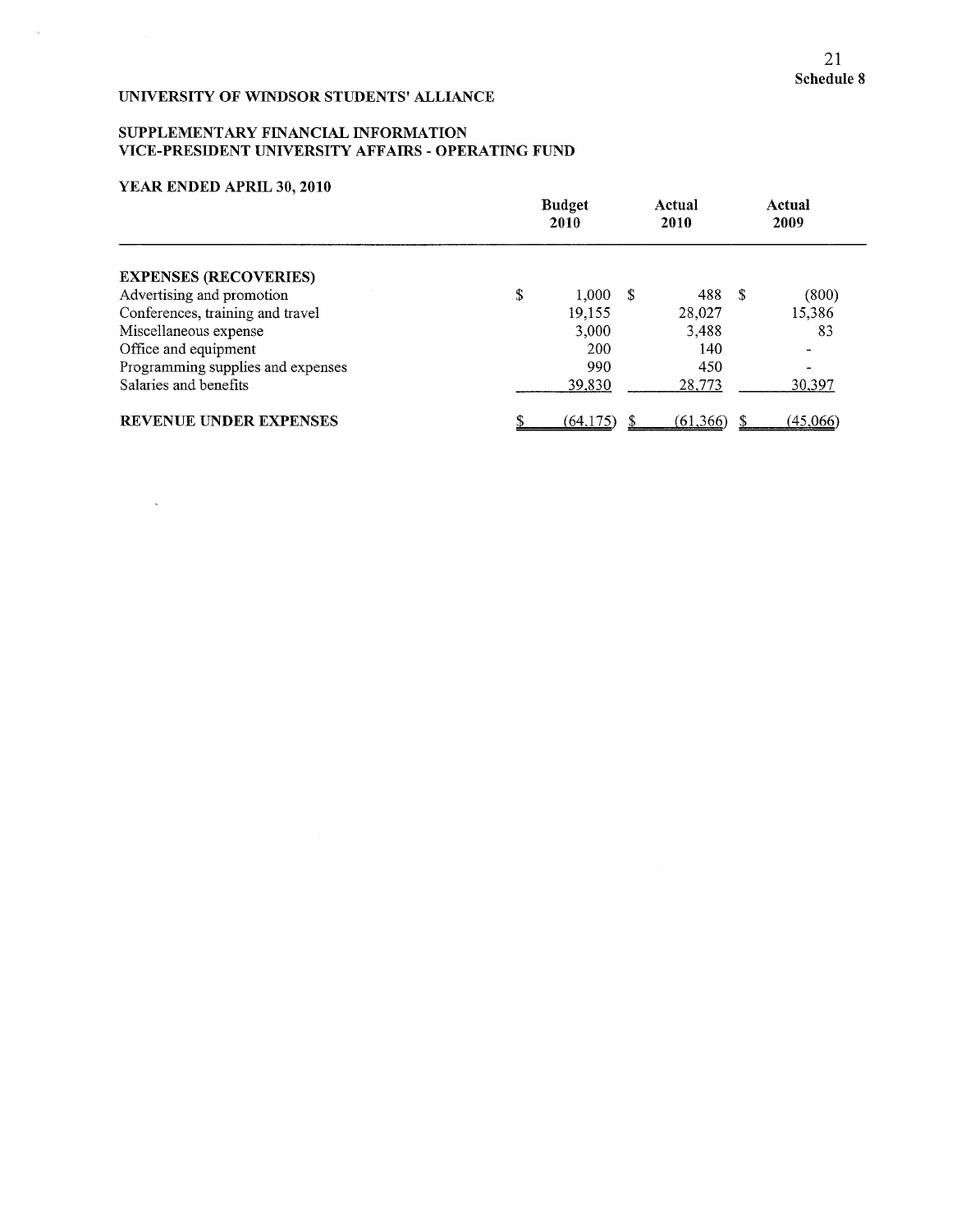**Schedule 8**

# UNIVERSITY OF WINDSOR STUDENTS' ALLIANCE

## SUPPLEMENTARY FINANCIAL INFORMATION
## VICE-PRESIDENT UNIVERSITY AFFAIRS - OPERATING FUND

### YEAR ENDED APRIL 30, 2010

| | Budget 2010 | Actual 2010 | Actual 2009 |
|---|---|---|---|
| **EXPENSES (RECOVERIES)** | | | |
| Advertising and promotion | $ 1,000 | $ 488 | $ (800) |
| Conferences, training and travel | 19,155 | 28,027 | 15,386 |
| Miscellaneous expense | 3,000 | 3,488 | 83 |
| Office and equipment | 200 | 140 | - |
| Programming supplies and expenses | 990 | 450 | - |
| Salaries and benefits | 39,830 | 28,773 | 30,397 |
| **REVENUE UNDER EXPENSES** | $ (64,175) | $ (61,366) | $ (45,066) |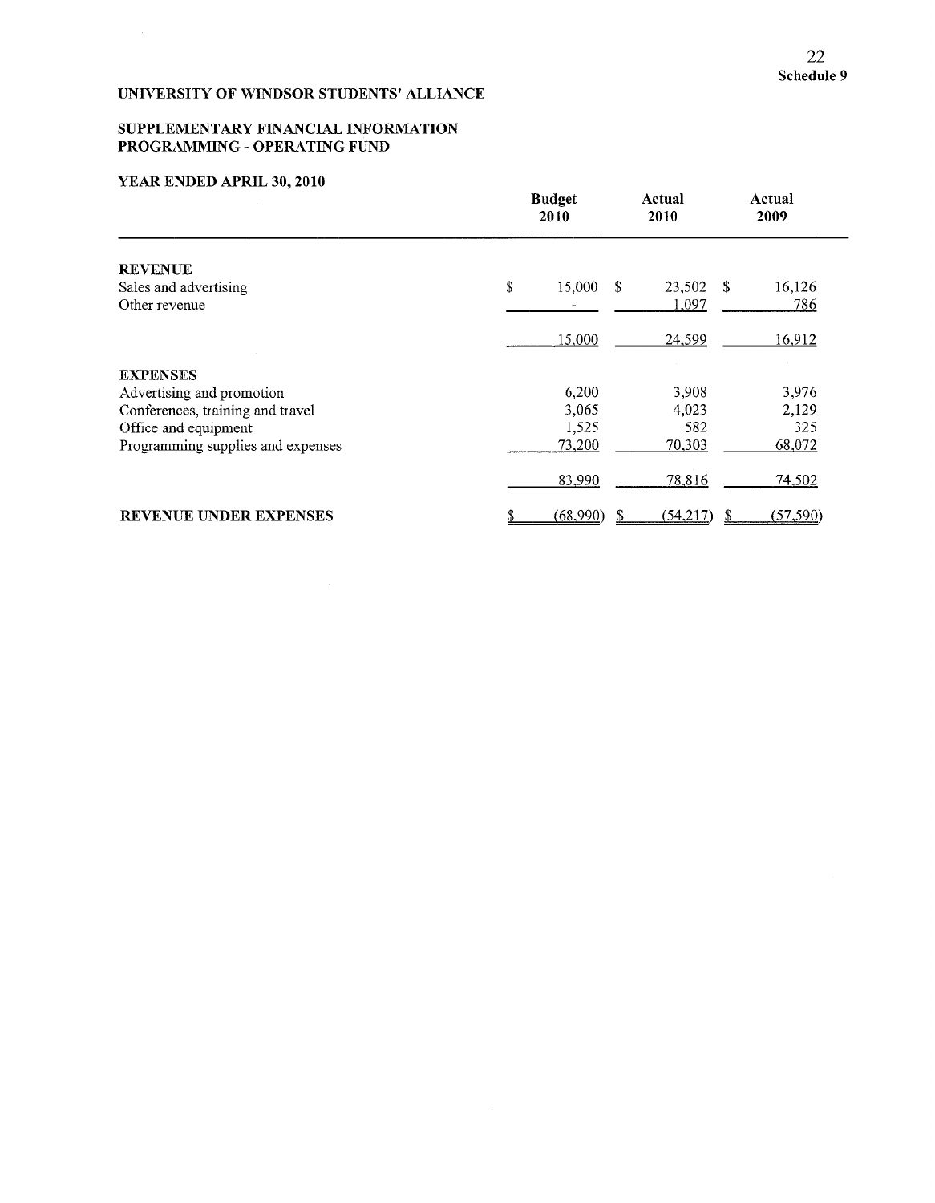Schedule 9

**UNIVERSITY OF WINDSOR STUDENTS' ALLIANCE**

**SUPPLEMENTARY FINANCIAL INFORMATION**
**PROGRAMMING - OPERATING FUND**

**YEAR ENDED APRIL 30, 2010**

| | Budget 2010 | Actual 2010 | Actual 2009 |
|---|---|---|---|
| **REVENUE** | | | |
| Sales and advertising | $ 15,000 | $ 23,502 | $ 16,126 |
| Other revenue | - | 1,097 | 786 |
| | 15,000 | 24,599 | 16,912 |
| **EXPENSES** | | | |
| Advertising and promotion | 6,200 | 3,908 | 3,976 |
| Conferences, training and travel | 3,065 | 4,023 | 2,129 |
| Office and equipment | 1,525 | 582 | 325 |
| Programming supplies and expenses | 73,200 | 70,303 | 68,072 |
| | 83,990 | 78,816 | 74,502 |
| **REVENUE UNDER EXPENSES** | $ (68,990) | $ (54,217) | $ (57,590) |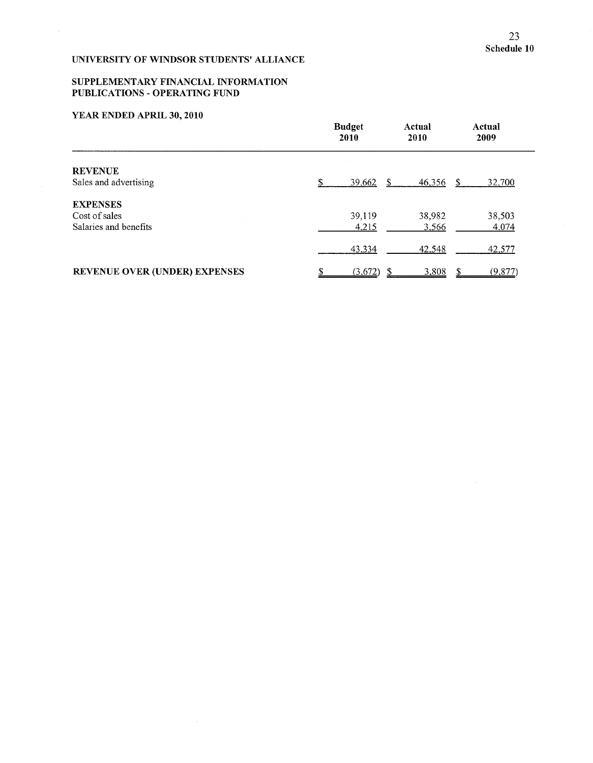**Schedule 10**

**UNIVERSITY OF WINDSOR STUDENTS' ALLIANCE**

**SUPPLEMENTARY FINANCIAL INFORMATION**
**PUBLICATIONS - OPERATING FUND**

**YEAR ENDED APRIL 30, 2010**

| | Budget 2010 | Actual 2010 | Actual 2009 |
|---|---|---|---|
| **REVENUE** | | | |
| Sales and advertising | $ 39,662 | $ 46,356 | $ 32,700 |
| **EXPENSES** | | | |
| Cost of sales | 39,119 | 38,982 | 38,503 |
| Salaries and benefits | 4,215 | 3,566 | 4,074 |
| | 43,334 | 42,548 | 42,577 |
| **REVENUE OVER (UNDER) EXPENSES** | $ (3,672) | $ 3,808 | $ (9,877) |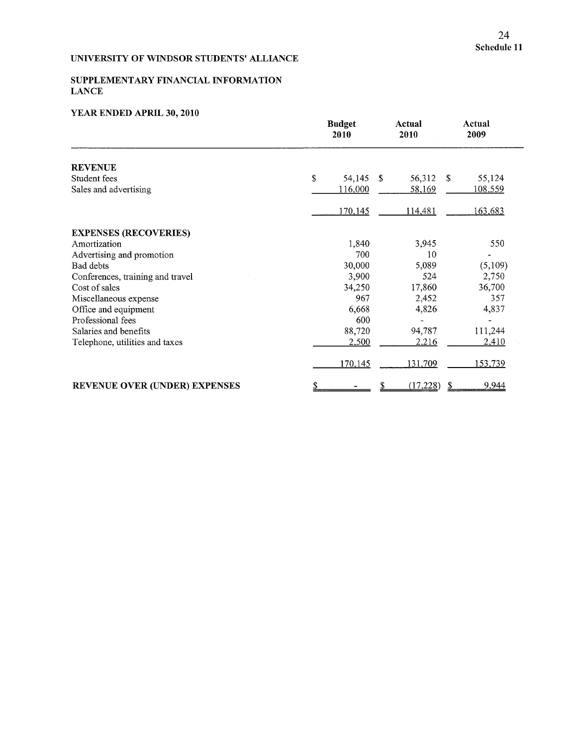Schedule 11

UNIVERSITY OF WINDSOR STUDENTS' ALLIANCE

SUPPLEMENTARY FINANCIAL INFORMATION
LANCE

YEAR ENDED APRIL 30, 2010

| | Budget 2010 | Actual 2010 | Actual 2009 |
|---|---|---|---|
| **REVENUE** | | | |
| Student fees | $ 54,145 | $ 56,312 | $ 55,124 |
| Sales and advertising | 116,000 | 58,169 | 108,559 |
| | 170,145 | 114,481 | 163,683 |
| **EXPENSES (RECOVERIES)** | | | |
| Amortization | 1,840 | 3,945 | 550 |
| Advertising and promotion | 700 | 10 | - |
| Bad debts | 30,000 | 5,089 | (5,109) |
| Conferences, training and travel | 3,900 | 524 | 2,750 |
| Cost of sales | 34,250 | 17,860 | 36,700 |
| Miscellaneous expense | 967 | 2,452 | 357 |
| Office and equipment | 6,668 | 4,826 | 4,837 |
| Professional fees | 600 | - | - |
| Salaries and benefits | 88,720 | 94,787 | 111,244 |
| Telephone, utilities and taxes | 2,500 | 2,216 | 2,410 |
| | 170,145 | 131,709 | 153,739 |
| **REVENUE OVER (UNDER) EXPENSES** | $ - | $ (17,228) | $ 9,944 |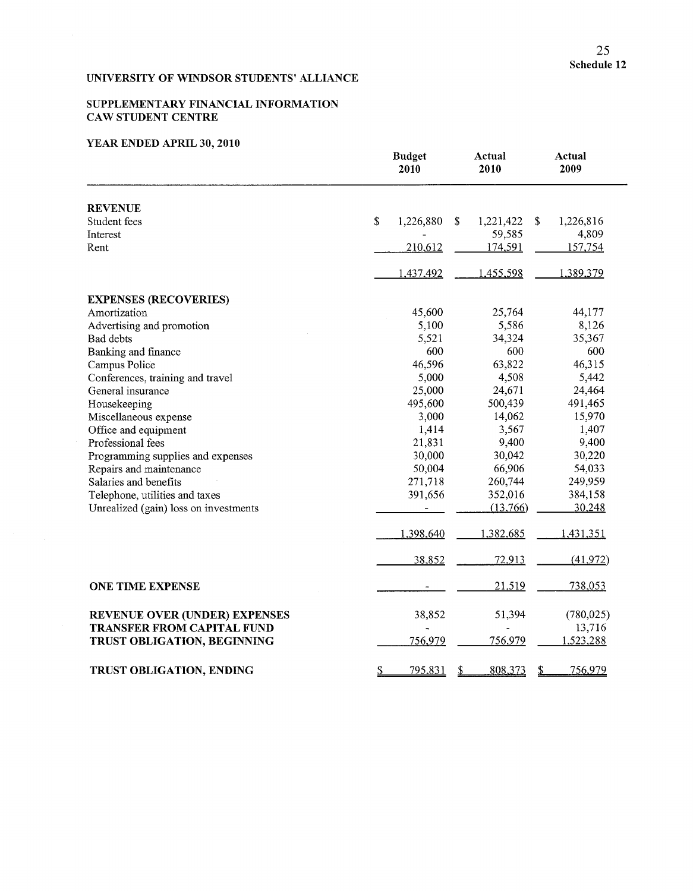Schedule 12

# UNIVERSITY OF WINDSOR STUDENTS' ALLIANCE

## SUPPLEMENTARY FINANCIAL INFORMATION
## CAW STUDENT CENTRE

### YEAR ENDED APRIL 30, 2010

| | Budget 2010 | Actual 2010 | Actual 2009 |
|---|---|---|---|
| **REVENUE** | | | |
| Student fees | $ 1,226,880 | $ 1,221,422 | $ 1,226,816 |
| Interest | - | 59,585 | 4,809 |
| Rent | 210,612 | 174,591 | 157,754 |
| | 1,437,492 | 1,455,598 | 1,389,379 |
| **EXPENSES (RECOVERIES)** | | | |
| Amortization | 45,600 | 25,764 | 44,177 |
| Advertising and promotion | 5,100 | 5,586 | 8,126 |
| Bad debts | 5,521 | 34,324 | 35,367 |
| Banking and finance | 600 | 600 | 600 |
| Campus Police | 46,596 | 63,822 | 46,315 |
| Conferences, training and travel | 5,000 | 4,508 | 5,442 |
| General insurance | 25,000 | 24,671 | 24,464 |
| Housekeeping | 495,600 | 500,439 | 491,465 |
| Miscellaneous expense | 3,000 | 14,062 | 15,970 |
| Office and equipment | 1,414 | 3,567 | 1,407 |
| Professional fees | 21,831 | 9,400 | 9,400 |
| Programming supplies and expenses | 30,000 | 30,042 | 30,220 |
| Repairs and maintenance | 50,004 | 66,906 | 54,033 |
| Salaries and benefits | 271,718 | 260,744 | 249,959 |
| Telephone, utilities and taxes | 391,656 | 352,016 | 384,158 |
| Unrealized (gain) loss on investments | - | (13,766) | 30,248 |
| | 1,398,640 | 1,382,685 | 1,431,351 |
| | 38,852 | 72,913 | (41,972) |
| **ONE TIME EXPENSE** | - | 21,519 | 738,053 |
| **REVENUE OVER (UNDER) EXPENSES** | 38,852 | 51,394 | (780,025) |
| **TRANSFER FROM CAPITAL FUND** | - | - | 13,716 |
| **TRUST OBLIGATION, BEGINNING** | 756,979 | 756,979 | 1,523,288 |
| **TRUST OBLIGATION, ENDING** | $ 795,831 | $ 808,373 | $ 756,979 |